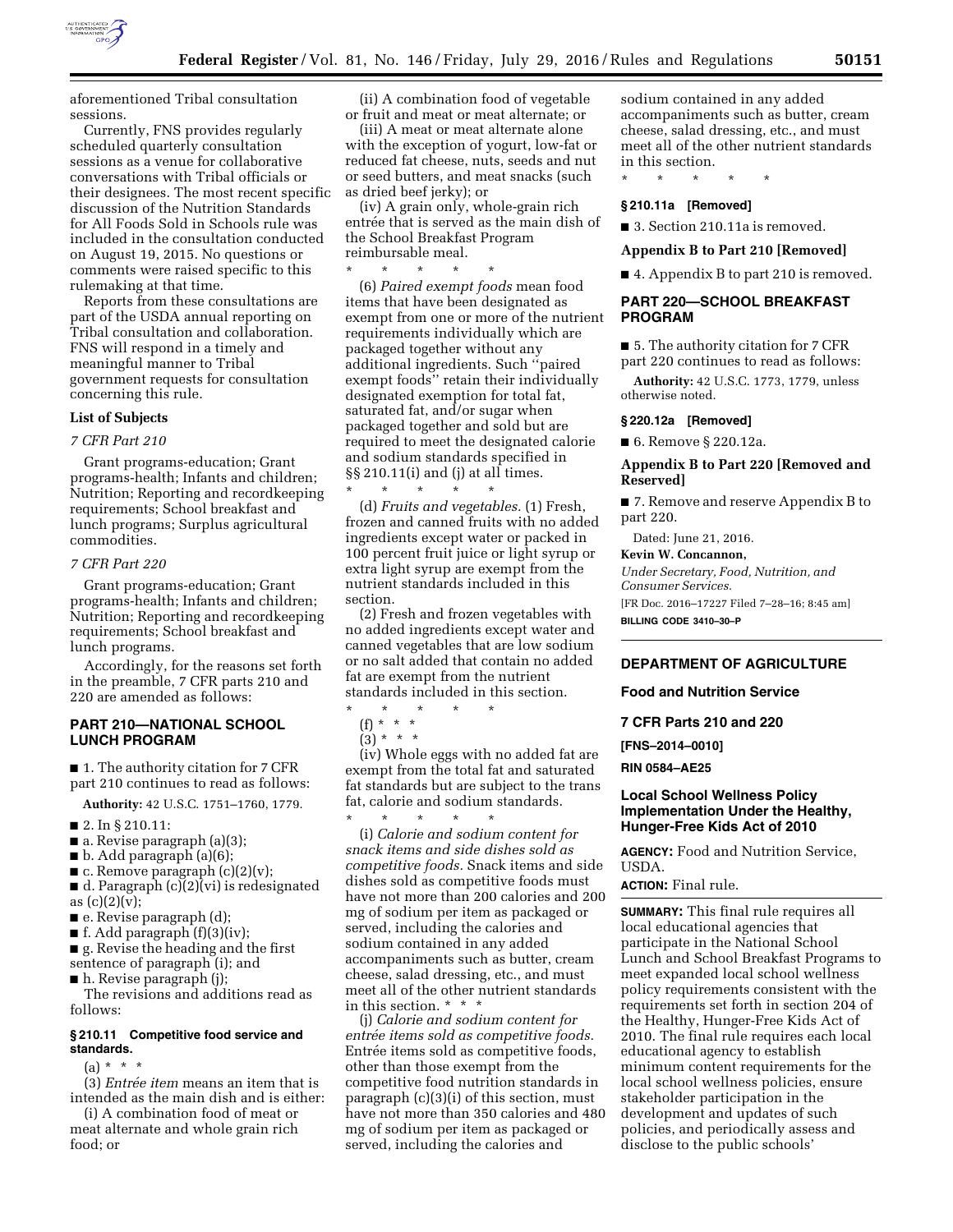aforementioned Tribal consultation sessions.

Currently, FNS provides regularly scheduled quarterly consultation sessions as a venue for collaborative conversations with Tribal officials or their designees. The most recent specific discussion of the Nutrition Standards for All Foods Sold in Schools rule was included in the consultation conducted on August 19, 2015. No questions or comments were raised specific to this rulemaking at that time.

Reports from these consultations are part of the USDA annual reporting on Tribal consultation and collaboration. FNS will respond in a timely and meaningful manner to Tribal government requests for consultation concerning this rule.

**List of Subjects**

*7 CFR Part 210*

Grant programs-education; Grant programs-health; Infants and children; Nutrition; Reporting and recordkeeping requirements; School breakfast and lunch programs; Surplus agricultural commodities.

*7 CFR Part 220*

Grant programs-education; Grant programs-health; Infants and children; Nutrition; Reporting and recordkeeping requirements; School breakfast and lunch programs.

Accordingly, for the reasons set forth in the preamble, 7 CFR parts 210 and 220 are amended as follows:

## PART 210—NATIONAL SCHOOL LUNCH PROGRAM

■ 1. The authority citation for 7 CFR part 210 continues to read as follows:

**Authority:** 42 U.S.C. 1751–1760, 1779.

■ 2. In § 210.11:

■ a. Revise paragraph (a)(3);

■ b. Add paragraph (a)(6);

■ c. Remove paragraph (c)(2)(v);

■ d. Paragraph (c)(2)(vi) is redesignated as (c)(2)(v);

■ e. Revise paragraph (d);

■ f. Add paragraph (f)(3)(iv);

■ g. Revise the heading and the first sentence of paragraph (i); and

■ h. Revise paragraph (j);

The revisions and additions read as follows:

### § 210.11 Competitive food service and standards.

(a) * * *

(3) *Entrée item* means an item that is intended as the main dish and is either:

(i) A combination food of meat or meat alternate and whole grain rich food; or

(ii) A combination food of vegetable or fruit and meat or meat alternate; or

(iii) A meat or meat alternate alone with the exception of yogurt, low-fat or reduced fat cheese, nuts, seeds and nut or seed butters, and meat snacks (such as dried beef jerky); or

(iv) A grain only, whole-grain rich entrée that is served as the main dish of the School Breakfast Program reimbursable meal.

\* \* \* \* \*

(6) *Paired exempt foods* mean food items that have been designated as exempt from one or more of the nutrient requirements individually which are packaged together without any additional ingredients. Such ''paired exempt foods'' retain their individually designated exemption for total fat, saturated fat, and/or sugar when packaged together and sold but are required to meet the designated calorie and sodium standards specified in §§ 210.11(i) and (j) at all times.

\* \* \* \* \*

(d) *Fruits and vegetables.* (1) Fresh, frozen and canned fruits with no added ingredients except water or packed in 100 percent fruit juice or light syrup or extra light syrup are exempt from the nutrient standards included in this section.

(2) Fresh and frozen vegetables with no added ingredients except water and canned vegetables that are low sodium or no salt added that contain no added fat are exempt from the nutrient standards included in this section.

\* \* \* \* \*

(f) * * *

(3) * * *

(iv) Whole eggs with no added fat are exempt from the total fat and saturated fat standards but are subject to the trans fat, calorie and sodium standards.

\* \* \* \* \*

(i) *Calorie and sodium content for snack items and side dishes sold as competitive foods.* Snack items and side dishes sold as competitive foods must have not more than 200 calories and 200 mg of sodium per item as packaged or served, including the calories and sodium contained in any added accompaniments such as butter, cream cheese, salad dressing, etc., and must meet all of the other nutrient standards in this section. * * *

(j) *Calorie and sodium content for entrée items sold as competitive foods.* Entrée items sold as competitive foods, other than those exempt from the competitive food nutrition standards in paragraph (c)(3)(i) of this section, must have not more than 350 calories and 480 mg of sodium per item as packaged or served, including the calories and sodium contained in any added accompaniments such as butter, cream cheese, salad dressing, etc., and must meet all of the other nutrient standards in this section.

\* \* \* \* \*

### § 210.11a [Removed]

■ 3. Section 210.11a is removed.

### Appendix B to Part 210 [Removed]

■ 4. Appendix B to part 210 is removed.

## PART 220—SCHOOL BREAKFAST PROGRAM

■ 5. The authority citation for 7 CFR part 220 continues to read as follows:

**Authority:** 42 U.S.C. 1773, 1779, unless otherwise noted.

### § 220.12a [Removed]

■ 6. Remove § 220.12a.

### Appendix B to Part 220 [Removed and Reserved]

■ 7. Remove and reserve Appendix B to part 220.

Dated: June 21, 2016.

**Kevin W. Concannon,**

*Under Secretary, Food, Nutrition, and Consumer Services.*

[FR Doc. 2016–17227 Filed 7–28–16; 8:45 am]

**BILLING CODE 3410–30–P**

---

## DEPARTMENT OF AGRICULTURE

### Food and Nutrition Service

### 7 CFR Parts 210 and 220

**[FNS–2014–0010]**

**RIN 0584–AE25**

### Local School Wellness Policy Implementation Under the Healthy, Hunger-Free Kids Act of 2010

**AGENCY:** Food and Nutrition Service, USDA.

**ACTION:** Final rule.

**SUMMARY:** This final rule requires all local educational agencies that participate in the National School Lunch and School Breakfast Programs to meet expanded local school wellness policy requirements consistent with the requirements set forth in section 204 of the Healthy, Hunger-Free Kids Act of 2010. The final rule requires each local educational agency to establish minimum content requirements for the local school wellness policies, ensure stakeholder participation in the development and updates of such policies, and periodically assess and disclose to the public schools'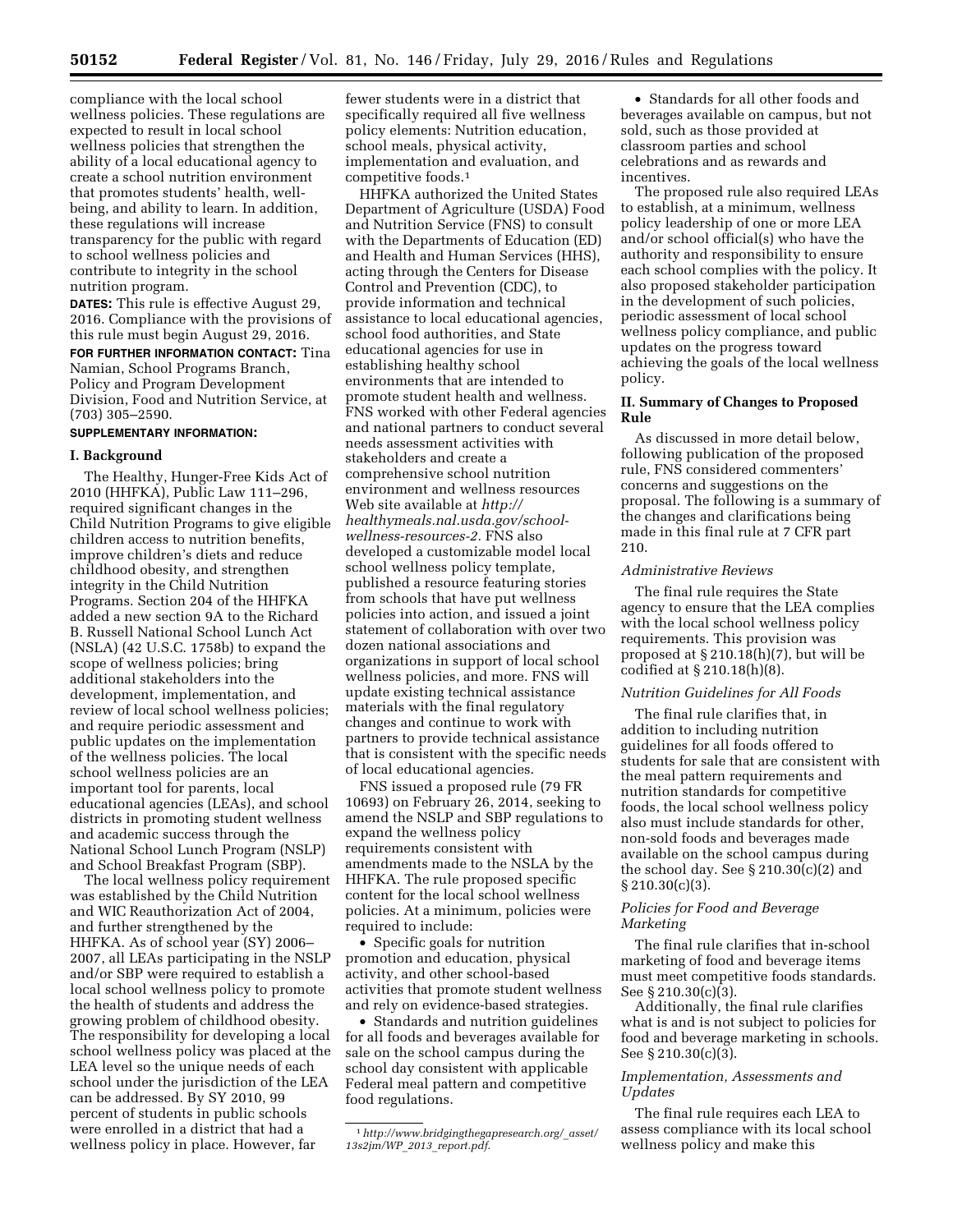compliance with the local school wellness policies. These regulations are expected to result in local school wellness policies that strengthen the ability of a local educational agency to create a school nutrition environment that promotes students' health, well-being, and ability to learn. In addition, these regulations will increase transparency for the public with regard to school wellness policies and contribute to integrity in the school nutrition program.

**DATES:** This rule is effective August 29, 2016. Compliance with the provisions of this rule must begin August 29, 2016.

**FOR FURTHER INFORMATION CONTACT:** Tina Namian, School Programs Branch, Policy and Program Development Division, Food and Nutrition Service, at (703) 305–2590.

**SUPPLEMENTARY INFORMATION:**

## I. Background

The Healthy, Hunger-Free Kids Act of 2010 (HHFKA), Public Law 111–296, required significant changes in the Child Nutrition Programs to give eligible children access to nutrition benefits, improve children's diets and reduce childhood obesity, and strengthen integrity in the Child Nutrition Programs. Section 204 of the HHFKA added a new section 9A to the Richard B. Russell National School Lunch Act (NSLA) (42 U.S.C. 1758b) to expand the scope of wellness policies; bring additional stakeholders into the development, implementation, and review of local school wellness policies; and require periodic assessment and public updates on the implementation of the wellness policies. The local school wellness policies are an important tool for parents, local educational agencies (LEAs), and school districts in promoting student wellness and academic success through the National School Lunch Program (NSLP) and School Breakfast Program (SBP).

The local wellness policy requirement was established by the Child Nutrition and WIC Reauthorization Act of 2004, and further strengthened by the HHFKA. As of school year (SY) 2006–2007, all LEAs participating in the NSLP and/or SBP were required to establish a local school wellness policy to promote the health of students and address the growing problem of childhood obesity. The responsibility for developing a local school wellness policy was placed at the LEA level so the unique needs of each school under the jurisdiction of the LEA can be addressed. By SY 2010, 99 percent of students in public schools were enrolled in a district that had a wellness policy in place. However, far fewer students were in a district that specifically required all five wellness policy elements: Nutrition education, school meals, physical activity, implementation and evaluation, and competitive foods.[1]

HHFKA authorized the United States Department of Agriculture (USDA) Food and Nutrition Service (FNS) to consult with the Departments of Education (ED) and Health and Human Services (HHS), acting through the Centers for Disease Control and Prevention (CDC), to provide information and technical assistance to local educational agencies, school food authorities, and State educational agencies for use in establishing healthy school environments that are intended to promote student health and wellness. FNS worked with other Federal agencies and national partners to conduct several needs assessment activities with stakeholders and create a comprehensive school nutrition environment and wellness resources Web site available at *http://healthymeals.nal.usda.gov/school-wellness-resources-2*. FNS also developed a customizable model local school wellness policy template, published a resource featuring stories from schools that have put wellness policies into action, and issued a joint statement of collaboration with over two dozen national associations and organizations in support of local school wellness policies, and more. FNS will update existing technical assistance materials with the final regulatory changes and continue to work with partners to provide technical assistance that is consistent with the specific needs of local educational agencies.

FNS issued a proposed rule (79 FR 10693) on February 26, 2014, seeking to amend the NSLP and SBP regulations to expand the wellness policy requirements consistent with amendments made to the NSLA by the HHFKA. The rule proposed specific content for the local school wellness policies. At a minimum, policies were required to include:

- Specific goals for nutrition promotion and education, physical activity, and other school-based activities that promote student wellness and rely on evidence-based strategies.
- Standards and nutrition guidelines for all foods and beverages available for sale on the school campus during the school day consistent with applicable Federal meal pattern and competitive food regulations.
- Standards for all other foods and beverages available on campus, but not sold, such as those provided at classroom parties and school celebrations and as rewards and incentives.

The proposed rule also required LEAs to establish, at a minimum, wellness policy leadership of one or more LEA and/or school official(s) who have the authority and responsibility to ensure each school complies with the policy. It also proposed stakeholder participation in the development of such policies, periodic assessment of local school wellness policy compliance, and public updates on the progress toward achieving the goals of the local wellness policy.

## II. Summary of Changes to Proposed Rule

As discussed in more detail below, following publication of the proposed rule, FNS considered commenters' concerns and suggestions on the proposal. The following is a summary of the changes and clarifications being made in this final rule at 7 CFR part 210.

### *Administrative Reviews*

The final rule requires the State agency to ensure that the LEA complies with the local school wellness policy requirements. This provision was proposed at § 210.18(h)(7), but will be codified at § 210.18(h)(8).

### *Nutrition Guidelines for All Foods*

The final rule clarifies that, in addition to including nutrition guidelines for all foods offered to students for sale that are consistent with the meal pattern requirements and nutrition standards for competitive foods, the local school wellness policy also must include standards for other, non-sold foods and beverages made available on the school campus during the school day. See § 210.30(c)(2) and § 210.30(c)(3).

### *Policies for Food and Beverage Marketing*

The final rule clarifies that in-school marketing of food and beverage items must meet competitive foods standards. See § 210.30(c)(3).

Additionally, the final rule clarifies what is and is not subject to policies for food and beverage marketing in schools. See § 210.30(c)(3).

### *Implementation, Assessments and Updates*

The final rule requires each LEA to assess compliance with its local school wellness policy and make this

[1] *http://www.bridgingthegapresearch.org/_asset/13s2jm/WP_2013_report.pdf.*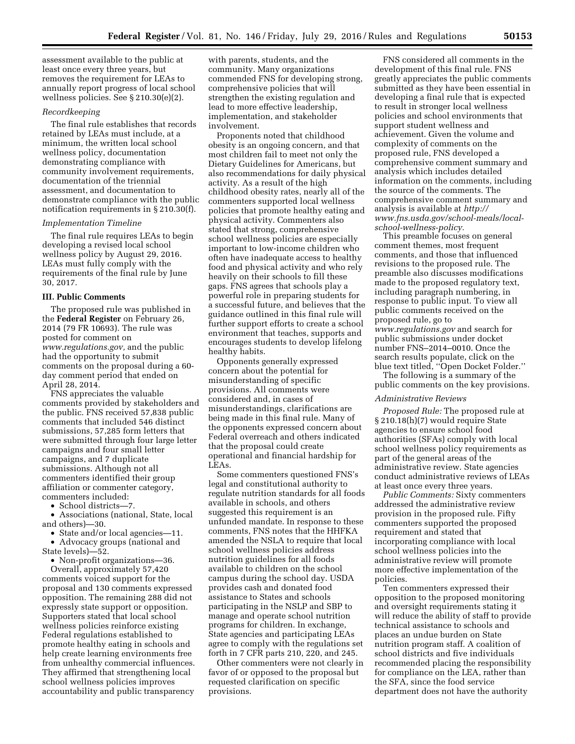assessment available to the public at least once every three years, but removes the requirement for LEAs to annually report progress of local school wellness policies. See § 210.30(e)(2).

*Recordkeeping*

The final rule establishes that records retained by LEAs must include, at a minimum, the written local school wellness policy, documentation demonstrating compliance with community involvement requirements, documentation of the triennial assessment, and documentation to demonstrate compliance with the public notification requirements in § 210.30(f).

*Implementation Timeline*

The final rule requires LEAs to begin developing a revised local school wellness policy by August 29, 2016. LEAs must fully comply with the requirements of the final rule by June 30, 2017.

### III. Public Comments

The proposed rule was published in the **Federal Register** on February 26, 2014 (79 FR 10693). The rule was posted for comment on *www.regulations.gov,* and the public had the opportunity to submit comments on the proposal during a 60-day comment period that ended on April 28, 2014.

FNS appreciates the valuable comments provided by stakeholders and the public. FNS received 57,838 public comments that included 546 distinct submissions, 57,285 form letters that were submitted through four large letter campaigns and four small letter campaigns, and 7 duplicate submissions. Although not all commenters identified their group affiliation or commenter category, commenters included:

- School districts—7.
- Associations (national, State, local and others)—30.
- State and/or local agencies—11.
- Advocacy groups (national and State levels)—52.
- Non-profit organizations—36.

Overall, approximately 57,420 comments voiced support for the proposal and 130 comments expressed opposition. The remaining 288 did not expressly state support or opposition. Supporters stated that local school wellness policies reinforce existing Federal regulations established to promote healthy eating in schools and help create learning environments free from unhealthy commercial influences. They affirmed that strengthening local school wellness policies improves accountability and public transparency with parents, students, and the community. Many organizations commended FNS for developing strong, comprehensive policies that will strengthen the existing regulation and lead to more effective leadership, implementation, and stakeholder involvement.

Proponents noted that childhood obesity is an ongoing concern, and that most children fail to meet not only the Dietary Guidelines for Americans, but also recommendations for daily physical activity. As a result of the high childhood obesity rates, nearly all of the commenters supported local wellness policies that promote healthy eating and physical activity. Commenters also stated that strong, comprehensive school wellness policies are especially important to low-income children who often have inadequate access to healthy food and physical activity and who rely heavily on their schools to fill these gaps. FNS agrees that schools play a powerful role in preparing students for a successful future, and believes that the guidance outlined in this final rule will further support efforts to create a school environment that teaches, supports and encourages students to develop lifelong healthy habits.

Opponents generally expressed concern about the potential for misunderstanding of specific provisions. All comments were considered and, in cases of misunderstandings, clarifications are being made in this final rule. Many of the opponents expressed concern about Federal overreach and others indicated that the proposal could create operational and financial hardship for LEAs.

Some commenters questioned FNS's legal and constitutional authority to regulate nutrition standards for all foods available in schools, and others suggested this requirement is an unfunded mandate. In response to these comments, FNS notes that the HHFKA amended the NSLA to require that local school wellness policies address nutrition guidelines for all foods available to children on the school campus during the school day. USDA provides cash and donated food assistance to States and schools participating in the NSLP and SBP to manage and operate school nutrition programs for children. In exchange, State agencies and participating LEAs agree to comply with the regulations set forth in 7 CFR parts 210, 220, and 245.

Other commenters were not clearly in favor of or opposed to the proposal but requested clarification on specific provisions.

FNS considered all comments in the development of this final rule. FNS greatly appreciates the public comments submitted as they have been essential in developing a final rule that is expected to result in stronger local wellness policies and school environments that support student wellness and achievement. Given the volume and complexity of comments on the proposed rule, FNS developed a comprehensive comment summary and analysis which includes detailed information on the comments, including the source of the comments. The comprehensive comment summary and analysis is available at *http://www.fns.usda.gov/school-meals/local-school-wellness-policy.*

This preamble focuses on general comment themes, most frequent comments, and those that influenced revisions to the proposed rule. The preamble also discusses modifications made to the proposed regulatory text, including paragraph numbering, in response to public input. To view all public comments received on the proposed rule, go to *www.regulations.gov* and search for public submissions under docket number FNS–2014–0010. Once the search results populate, click on the blue text titled, ''Open Docket Folder.''

The following is a summary of the public comments on the key provisions.

*Administrative Reviews*

*Proposed Rule:* The proposed rule at § 210.18(h)(7) would require State agencies to ensure school food authorities (SFAs) comply with local school wellness policy requirements as part of the general areas of the administrative review. State agencies conduct administrative reviews of LEAs at least once every three years.

*Public Comments:* Sixty commenters addressed the administrative review provision in the proposed rule. Fifty commenters supported the proposed requirement and stated that incorporating compliance with local school wellness policies into the administrative review will promote more effective implementation of the policies.

Ten commenters expressed their opposition to the proposed monitoring and oversight requirements stating it will reduce the ability of staff to provide technical assistance to schools and places an undue burden on State nutrition program staff. A coalition of school districts and five individuals recommended placing the responsibility for compliance on the LEA, rather than the SFA, since the food service department does not have the authority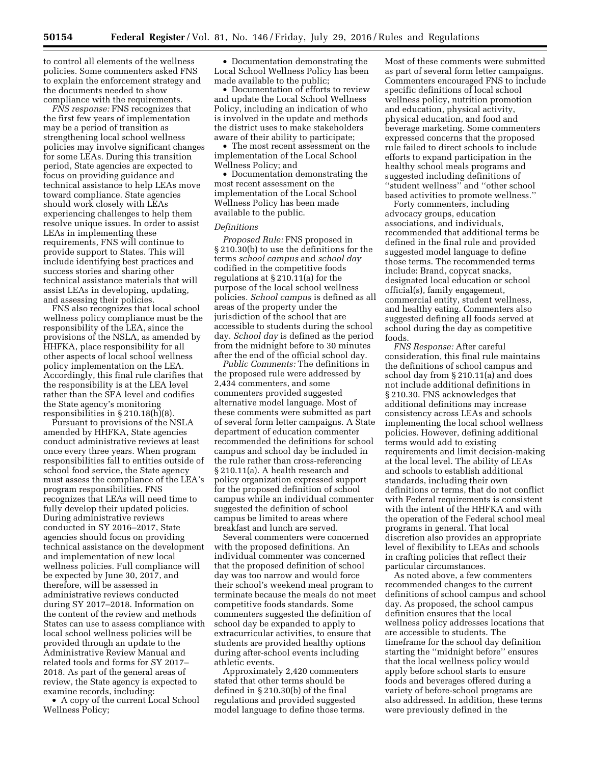to control all elements of the wellness policies. Some commenters asked FNS to explain the enforcement strategy and the documents needed to show compliance with the requirements.

*FNS response:* FNS recognizes that the first few years of implementation may be a period of transition as strengthening local school wellness policies may involve significant changes for some LEAs. During this transition period, State agencies are expected to focus on providing guidance and technical assistance to help LEAs move toward compliance. State agencies should work closely with LEAs experiencing challenges to help them resolve unique issues. In order to assist LEAs in implementing these requirements, FNS will continue to provide support to States. This will include identifying best practices and success stories and sharing other technical assistance materials that will assist LEAs in developing, updating, and assessing their policies.

FNS also recognizes that local school wellness policy compliance must be the responsibility of the LEA, since the provisions of the NSLA, as amended by HHFKA, place responsibility for all other aspects of local school wellness policy implementation on the LEA. Accordingly, this final rule clarifies that the responsibility is at the LEA level rather than the SFA level and codifies the State agency's monitoring responsibilities in § 210.18(h)(8).

Pursuant to provisions of the NSLA amended by HHFKA, State agencies conduct administrative reviews at least once every three years. When program responsibilities fall to entities outside of school food service, the State agency must assess the compliance of the LEA's program responsibilities. FNS recognizes that LEAs will need time to fully develop their updated policies. During administrative reviews conducted in SY 2016–2017, State agencies should focus on providing technical assistance on the development and implementation of new local wellness policies. Full compliance will be expected by June 30, 2017, and therefore, will be assessed in administrative reviews conducted during SY 2017–2018. Information on the content of the review and methods States can use to assess compliance with local school wellness policies will be provided through an update to the Administrative Review Manual and related tools and forms for SY 2017–2018. As part of the general areas of review, the State agency is expected to examine records, including:

- A copy of the current Local School Wellness Policy;
- Documentation demonstrating the Local School Wellness Policy has been made available to the public;
- Documentation of efforts to review and update the Local School Wellness Policy, including an indication of who is involved in the update and methods the district uses to make stakeholders aware of their ability to participate;
- The most recent assessment on the implementation of the Local School Wellness Policy; and
- Documentation demonstrating the most recent assessment on the implementation of the Local School Wellness Policy has been made available to the public.

### *Definitions*

*Proposed Rule:* FNS proposed in § 210.30(b) to use the definitions for the terms *school campus* and *school day* codified in the competitive foods regulations at § 210.11(a) for the purpose of the local school wellness policies. *School campus* is defined as all areas of the property under the jurisdiction of the school that are accessible to students during the school day. *School day* is defined as the period from the midnight before to 30 minutes after the end of the official school day.

*Public Comments:* The definitions in the proposed rule were addressed by 2,434 commenters, and some commenters provided suggested alternative model language. Most of these comments were submitted as part of several form letter campaigns. A State department of education commenter recommended the definitions for school campus and school day be included in the rule rather than cross-referencing § 210.11(a). A health research and policy organization expressed support for the proposed definition of school campus while an individual commenter suggested the definition of school campus be limited to areas where breakfast and lunch are served.

Several commenters were concerned with the proposed definitions. An individual commenter was concerned that the proposed definition of school day was too narrow and would force their school's weekend meal program to terminate because the meals do not meet competitive foods standards. Some commenters suggested the definition of school day be expanded to apply to extracurricular activities, to ensure that students are provided healthy options during after-school events including athletic events.

Approximately 2,420 commenters stated that other terms should be defined in § 210.30(b) of the final regulations and provided suggested model language to define those terms. Most of these comments were submitted as part of several form letter campaigns. Commenters encouraged FNS to include specific definitions of local school wellness policy, nutrition promotion and education, physical activity, physical education, and food and beverage marketing. Some commenters expressed concerns that the proposed rule failed to direct schools to include efforts to expand participation in the healthy school meals programs and suggested including definitions of "student wellness" and "other school based activities to promote wellness."

Forty commenters, including advocacy groups, education associations, and individuals, recommended that additional terms be defined in the final rule and provided suggested model language to define those terms. The recommended terms include: Brand, copycat snacks, designated local education or school official(s), family engagement, commercial entity, student wellness, and healthy eating. Commenters also suggested defining all foods served at school during the day as competitive foods.

*FNS Response:* After careful consideration, this final rule maintains the definitions of school campus and school day from § 210.11(a) and does not include additional definitions in § 210.30. FNS acknowledges that additional definitions may increase consistency across LEAs and schools implementing the local school wellness policies. However, defining additional terms would add to existing requirements and limit decision-making at the local level. The ability of LEAs and schools to establish additional standards, including their own definitions or terms, that do not conflict with Federal requirements is consistent with the intent of the HHFKA and with the operation of the Federal school meal programs in general. That local discretion also provides an appropriate level of flexibility to LEAs and schools in crafting policies that reflect their particular circumstances.

As noted above, a few commenters recommended changes to the current definitions of school campus and school day. As proposed, the school campus definition ensures that the local wellness policy addresses locations that are accessible to students. The timeframe for the school day definition starting the "midnight before" ensures that the local wellness policy would apply before school starts to ensure foods and beverages offered during a variety of before-school programs are also addressed. In addition, these terms were previously defined in the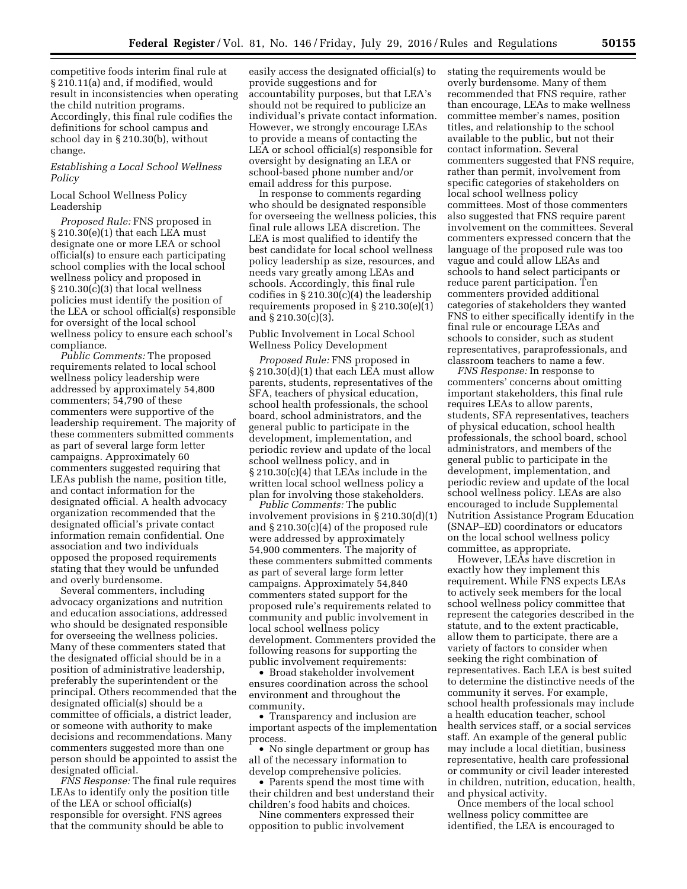competitive foods interim final rule at § 210.11(a) and, if modified, would result in inconsistencies when operating the child nutrition programs. Accordingly, this final rule codifies the definitions for school campus and school day in § 210.30(b), without change.

*Establishing a Local School Wellness Policy*

Local School Wellness Policy Leadership

*Proposed Rule:* FNS proposed in § 210.30(e)(1) that each LEA must designate one or more LEA or school official(s) to ensure each participating school complies with the local school wellness policy and proposed in § 210.30(c)(3) that local wellness policies must identify the position of the LEA or school official(s) responsible for oversight of the local school wellness policy to ensure each school's compliance.

*Public Comments:* The proposed requirements related to local school wellness policy leadership were addressed by approximately 54,800 commenters; 54,790 of these commenters were supportive of the leadership requirement. The majority of these commenters submitted comments as part of several large form letter campaigns. Approximately 60 commenters suggested requiring that LEAs publish the name, position title, and contact information for the designated official. A health advocacy organization recommended that the designated official's private contact information remain confidential. One association and two individuals opposed the proposed requirements stating that they would be unfunded and overly burdensome.

Several commenters, including advocacy organizations and nutrition and education associations, addressed who should be designated responsible for overseeing the wellness policies. Many of these commenters stated that the designated official should be in a position of administrative leadership, preferably the superintendent or the principal. Others recommended that the designated official(s) should be a committee of officials, a district leader, or someone with authority to make decisions and recommendations. Many commenters suggested more than one person should be appointed to assist the designated official.

*FNS Response:* The final rule requires LEAs to identify only the position title of the LEA or school official(s) responsible for oversight. FNS agrees that the community should be able to easily access the designated official(s) to provide suggestions and for accountability purposes, but that LEA's should not be required to publicize an individual's private contact information. However, we strongly encourage LEAs to provide a means of contacting the LEA or school official(s) responsible for oversight by designating an LEA or school-based phone number and/or email address for this purpose.

In response to comments regarding who should be designated responsible for overseeing the wellness policies, this final rule allows LEA discretion. The LEA is most qualified to identify the best candidate for local school wellness policy leadership as size, resources, and needs vary greatly among LEAs and schools. Accordingly, this final rule codifies in § 210.30(c)(4) the leadership requirements proposed in § 210.30(e)(1) and § 210.30(c)(3).

Public Involvement in Local School Wellness Policy Development

*Proposed Rule:* FNS proposed in § 210.30(d)(1) that each LEA must allow parents, students, representatives of the SFA, teachers of physical education, school health professionals, the school board, school administrators, and the general public to participate in the development, implementation, and periodic review and update of the local school wellness policy, and in § 210.30(c)(4) that LEAs include in the written local school wellness policy a plan for involving those stakeholders.

*Public Comments:* The public involvement provisions in § 210.30(d)(1) and § 210.30(c)(4) of the proposed rule were addressed by approximately 54,900 commenters. The majority of these commenters submitted comments as part of several large form letter campaigns. Approximately 54,840 commenters stated support for the proposed rule's requirements related to community and public involvement in local school wellness policy development. Commenters provided the following reasons for supporting the public involvement requirements:

- Broad stakeholder involvement ensures coordination across the school environment and throughout the community.
- Transparency and inclusion are important aspects of the implementation process.
- No single department or group has all of the necessary information to develop comprehensive policies.
- Parents spend the most time with their children and best understand their children's food habits and choices.

Nine commenters expressed their opposition to public involvement stating the requirements would be overly burdensome. Many of them recommended that FNS require, rather than encourage, LEAs to make wellness committee member's names, position titles, and relationship to the school available to the public, but not their contact information. Several commenters suggested that FNS require, rather than permit, involvement from specific categories of stakeholders on local school wellness policy committees. Most of those commenters also suggested that FNS require parent involvement on the committees. Several commenters expressed concern that the language of the proposed rule was too vague and could allow LEAs and schools to hand select participants or reduce parent participation. Ten commenters provided additional categories of stakeholders they wanted FNS to either specifically identify in the final rule or encourage LEAs and schools to consider, such as student representatives, paraprofessionals, and classroom teachers to name a few.

*FNS Response:* In response to commenters' concerns about omitting important stakeholders, this final rule requires LEAs to allow parents, students, SFA representatives, teachers of physical education, school health professionals, the school board, school administrators, and members of the general public to participate in the development, implementation, and periodic review and update of the local school wellness policy. LEAs are also encouraged to include Supplemental Nutrition Assistance Program Education (SNAP–ED) coordinators or educators on the local school wellness policy committee, as appropriate.

However, LEAs have discretion in exactly how they implement this requirement. While FNS expects LEAs to actively seek members for the local school wellness policy committee that represent the categories described in the statute, and to the extent practicable, allow them to participate, there are a variety of factors to consider when seeking the right combination of representatives. Each LEA is best suited to determine the distinctive needs of the community it serves. For example, school health professionals may include a health education teacher, school health services staff, or a social services staff. An example of the general public may include a local dietitian, business representative, health care professional or community or civil leader interested in children, nutrition, education, health, and physical activity.

Once members of the local school wellness policy committee are identified, the LEA is encouraged to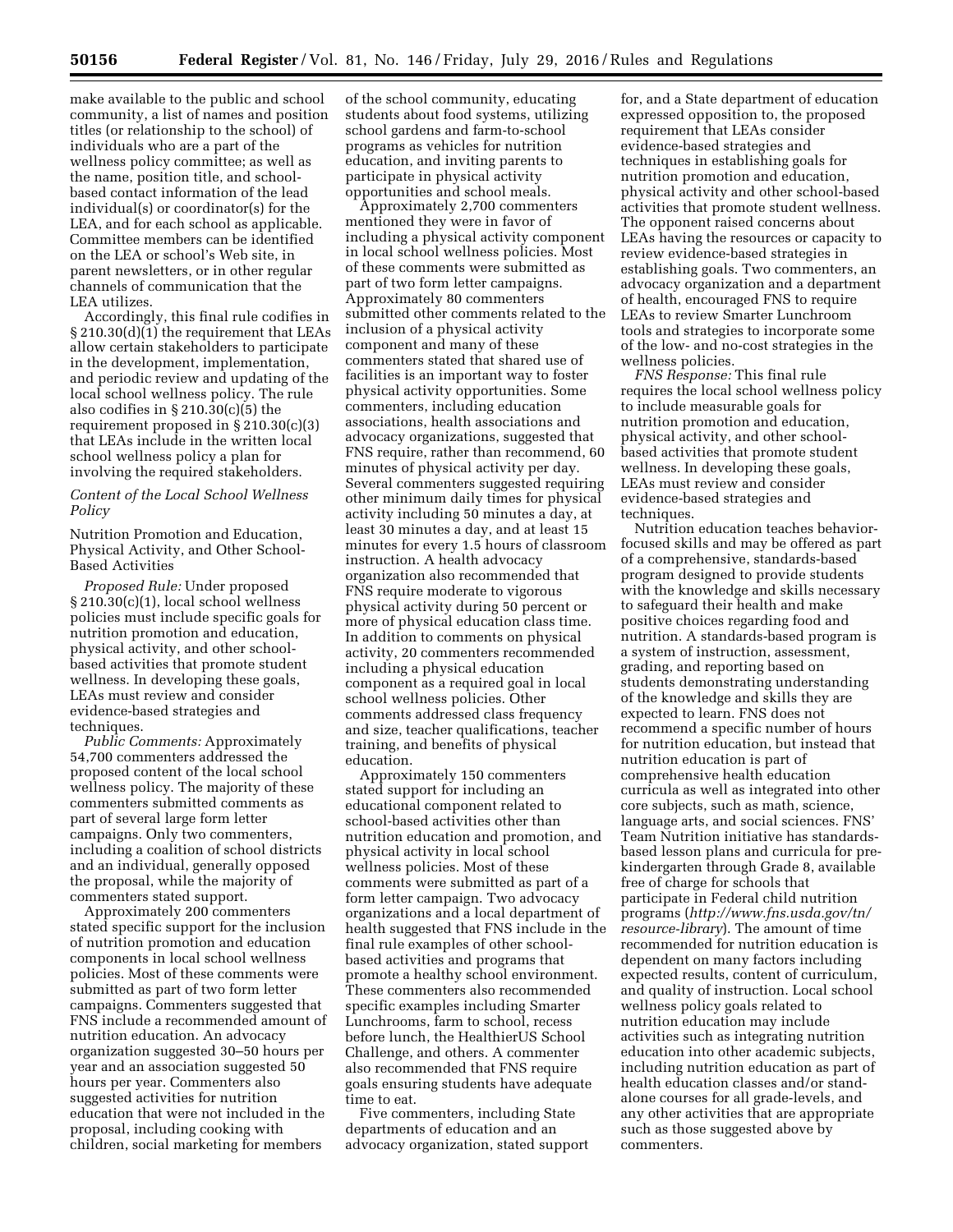make available to the public and school community, a list of names and position titles (or relationship to the school) of individuals who are a part of the wellness policy committee; as well as the name, position title, and school-based contact information of the lead individual(s) or coordinator(s) for the LEA, and for each school as applicable. Committee members can be identified on the LEA or school's Web site, in parent newsletters, or in other regular channels of communication that the LEA utilizes.

Accordingly, this final rule codifies in § 210.30(d)(1) the requirement that LEAs allow certain stakeholders to participate in the development, implementation, and periodic review and updating of the local school wellness policy. The rule also codifies in § 210.30(c)(5) the requirement proposed in § 210.30(c)(3) that LEAs include in the written local school wellness policy a plan for involving the required stakeholders.

### *Content of the Local School Wellness Policy*

Nutrition Promotion and Education, Physical Activity, and Other School-Based Activities

*Proposed Rule:* Under proposed § 210.30(c)(1), local school wellness policies must include specific goals for nutrition promotion and education, physical activity, and other school-based activities that promote student wellness. In developing these goals, LEAs must review and consider evidence-based strategies and techniques.

*Public Comments:* Approximately 54,700 commenters addressed the proposed content of the local school wellness policy. The majority of these commenters submitted comments as part of several large form letter campaigns. Only two commenters, including a coalition of school districts and an individual, generally opposed the proposal, while the majority of commenters stated support.

Approximately 200 commenters stated specific support for the inclusion of nutrition promotion and education components in local school wellness policies. Most of these comments were submitted as part of two form letter campaigns. Commenters suggested that FNS include a recommended amount of nutrition education. An advocacy organization suggested 30–50 hours per year and an association suggested 50 hours per year. Commenters also suggested activities for nutrition education that were not included in the proposal, including cooking with children, social marketing for members of the school community, educating students about food systems, utilizing school gardens and farm-to-school programs as vehicles for nutrition education, and inviting parents to participate in physical activity opportunities and school meals.

Approximately 2,700 commenters mentioned they were in favor of including a physical activity component in local school wellness policies. Most of these comments were submitted as part of two form letter campaigns. Approximately 80 commenters submitted other comments related to the inclusion of a physical activity component and many of these commenters stated that shared use of facilities is an important way to foster physical activity opportunities. Some commenters, including education associations, health associations and advocacy organizations, suggested that FNS require, rather than recommend, 60 minutes of physical activity per day. Several commenters suggested requiring other minimum daily times for physical activity including 50 minutes a day, at least 30 minutes a day, and at least 15 minutes for every 1.5 hours of classroom instruction. A health advocacy organization also recommended that FNS require moderate to vigorous physical activity during 50 percent or more of physical education class time. In addition to comments on physical activity, 20 commenters recommended including a physical education component as a required goal in local school wellness policies. Other comments addressed class frequency and size, teacher qualifications, teacher training, and benefits of physical education.

Approximately 150 commenters stated support for including an educational component related to school-based activities other than nutrition education and promotion, and physical activity in local school wellness policies. Most of these comments were submitted as part of a form letter campaign. Two advocacy organizations and a local department of health suggested that FNS include in the final rule examples of other school-based activities and programs that promote a healthy school environment. These commenters also recommended specific examples including Smarter Lunchrooms, farm to school, recess before lunch, the HealthierUS School Challenge, and others. A commenter also recommended that FNS require goals ensuring students have adequate time to eat.

Five commenters, including State departments of education and an advocacy organization, stated support for, and a State department of education expressed opposition to, the proposed requirement that LEAs consider evidence-based strategies and techniques in establishing goals for nutrition promotion and education, physical activity and other school-based activities that promote student wellness. The opponent raised concerns about LEAs having the resources or capacity to review evidence-based strategies in establishing goals. Two commenters, an advocacy organization and a department of health, encouraged FNS to require LEAs to review Smarter Lunchroom tools and strategies to incorporate some of the low- and no-cost strategies in the wellness policies.

*FNS Response:* This final rule requires the local school wellness policy to include measurable goals for nutrition promotion and education, physical activity, and other school-based activities that promote student wellness. In developing these goals, LEAs must review and consider evidence-based strategies and techniques.

Nutrition education teaches behavior-focused skills and may be offered as part of a comprehensive, standards-based program designed to provide students with the knowledge and skills necessary to safeguard their health and make positive choices regarding food and nutrition. A standards-based program is a system of instruction, assessment, grading, and reporting based on students demonstrating understanding of the knowledge and skills they are expected to learn. FNS does not recommend a specific number of hours for nutrition education, but instead that nutrition education is part of comprehensive health education curricula as well as integrated into other core subjects, such as math, science, language arts, and social sciences. FNS' Team Nutrition initiative has standards-based lesson plans and curricula for pre-kindergarten through Grade 8, available free of charge for schools that participate in Federal child nutrition programs (*http://www.fns.usda.gov/tn/resource-library*). The amount of time recommended for nutrition education is dependent on many factors including expected results, content of curriculum, and quality of instruction. Local school wellness policy goals related to nutrition education may include activities such as integrating nutrition education into other academic subjects, including nutrition education as part of health education classes and/or stand-alone courses for all grade-levels, and any other activities that are appropriate such as those suggested above by commenters.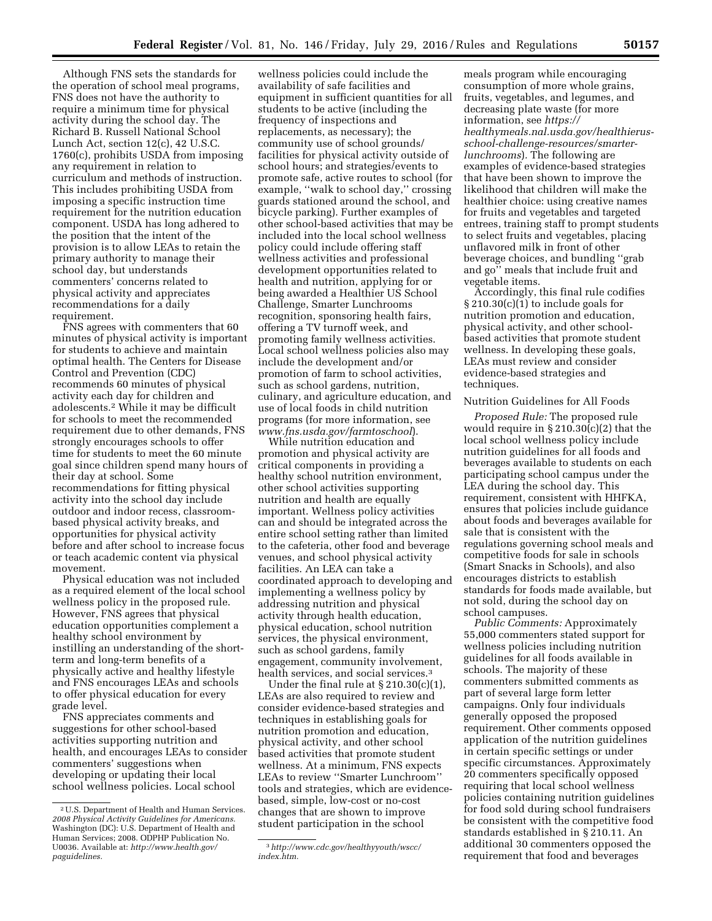Although FNS sets the standards for the operation of school meal programs, FNS does not have the authority to require a minimum time for physical activity during the school day. The Richard B. Russell National School Lunch Act, section 12(c), 42 U.S.C. 1760(c), prohibits USDA from imposing any requirement in relation to curriculum and methods of instruction. This includes prohibiting USDA from imposing a specific instruction time requirement for the nutrition education component. USDA has long adhered to the position that the intent of the provision is to allow LEAs to retain the primary authority to manage their school day, but understands commenters' concerns related to physical activity and appreciates recommendations for a daily requirement.

FNS agrees with commenters that 60 minutes of physical activity is important for students to achieve and maintain optimal health. The Centers for Disease Control and Prevention (CDC) recommends 60 minutes of physical activity each day for children and adolescents.[2] While it may be difficult for schools to meet the recommended requirement due to other demands, FNS strongly encourages schools to offer time for students to meet the 60 minute goal since children spend many hours of their day at school. Some recommendations for fitting physical activity into the school day include outdoor and indoor recess, classroom-based physical activity breaks, and opportunities for physical activity before and after school to increase focus or teach academic content via physical movement.

Physical education was not included as a required element of the local school wellness policy in the proposed rule. However, FNS agrees that physical education opportunities complement a healthy school environment by instilling an understanding of the short-term and long-term benefits of a physically active and healthy lifestyle and FNS encourages LEAs and schools to offer physical education for every grade level.

FNS appreciates comments and suggestions for other school-based activities supporting nutrition and health, and encourages LEAs to consider commenters' suggestions when developing or updating their local school wellness policies. Local school wellness policies could include the availability of safe facilities and equipment in sufficient quantities for all students to be active (including the frequency of inspections and replacements, as necessary); the community use of school grounds/facilities for physical activity outside of school hours; and strategies/events to promote safe, active routes to school (for example, ''walk to school day,'' crossing guards stationed around the school, and bicycle parking). Further examples of other school-based activities that may be included into the local school wellness policy could include offering staff wellness activities and professional development opportunities related to health and nutrition, applying for or being awarded a Healthier US School Challenge, Smarter Lunchrooms recognition, sponsoring health fairs, offering a TV turnoff week, and promoting family wellness activities. Local school wellness policies also may include the development and/or promotion of farm to school activities, such as school gardens, nutrition, culinary, and agriculture education, and use of local foods in child nutrition programs (for more information, see *www.fns.usda.gov/farmtoschool*).

While nutrition education and promotion and physical activity are critical components in providing a healthy school nutrition environment, other school activities supporting nutrition and health are equally important. Wellness policy activities can and should be integrated across the entire school setting rather than limited to the cafeteria, other food and beverage venues, and school physical activity facilities. An LEA can take a coordinated approach to developing and implementing a wellness policy by addressing nutrition and physical activity through health education, physical education, school nutrition services, the physical environment, such as school gardens, family engagement, community involvement, health services, and social services.[3]

Under the final rule at § 210.30(c)(1), LEAs are also required to review and consider evidence-based strategies and techniques in establishing goals for nutrition promotion and education, physical activity, and other school based activities that promote student wellness. At a minimum, FNS expects LEAs to review ''Smarter Lunchroom'' tools and strategies, which are evidence-based, simple, low-cost or no-cost changes that are shown to improve student participation in the school meals program while encouraging consumption of more whole grains, fruits, vegetables, and legumes, and decreasing plate waste (for more information, see *https://healthymeals.nal.usda.gov/healthierus-school-challenge-resources/smarter-lunchrooms*). The following are examples of evidence-based strategies that have been shown to improve the likelihood that children will make the healthier choice: using creative names for fruits and vegetables and targeted entrees, training staff to prompt students to select fruits and vegetables, placing unflavored milk in front of other beverage choices, and bundling ''grab and go'' meals that include fruit and vegetable items.

Accordingly, this final rule codifies § 210.30(c)(1) to include goals for nutrition promotion and education, physical activity, and other school-based activities that promote student wellness. In developing these goals, LEAs must review and consider evidence-based strategies and techniques.

Nutrition Guidelines for All Foods

*Proposed Rule:* The proposed rule would require in § 210.30(c)(2) that the local school wellness policy include nutrition guidelines for all foods and beverages available to students on each participating school campus under the LEA during the school day. This requirement, consistent with HHFKA, ensures that policies include guidance about foods and beverages available for sale that is consistent with the regulations governing school meals and competitive foods for sale in schools (Smart Snacks in Schools), and also encourages districts to establish standards for foods made available, but not sold, during the school day on school campuses.

*Public Comments:* Approximately 55,000 commenters stated support for wellness policies including nutrition guidelines for all foods available in schools. The majority of these commenters submitted comments as part of several large form letter campaigns. Only four individuals generally opposed the proposed requirement. Other comments opposed application of the nutrition guidelines in certain specific settings or under specific circumstances. Approximately 20 commenters specifically opposed requiring that local school wellness policies containing nutrition guidelines for food sold during school fundraisers be consistent with the competitive food standards established in § 210.11. An additional 30 commenters opposed the requirement that food and beverages

[2] U.S. Department of Health and Human Services. *2008 Physical Activity Guidelines for Americans.* Washington (DC): U.S. Department of Health and Human Services; 2008. ODPHP Publication No. U0036. Available at: *http://www.health.gov/paguidelines.*

[3] *http://www.cdc.gov/healthyyouth/wscc/index.htm.*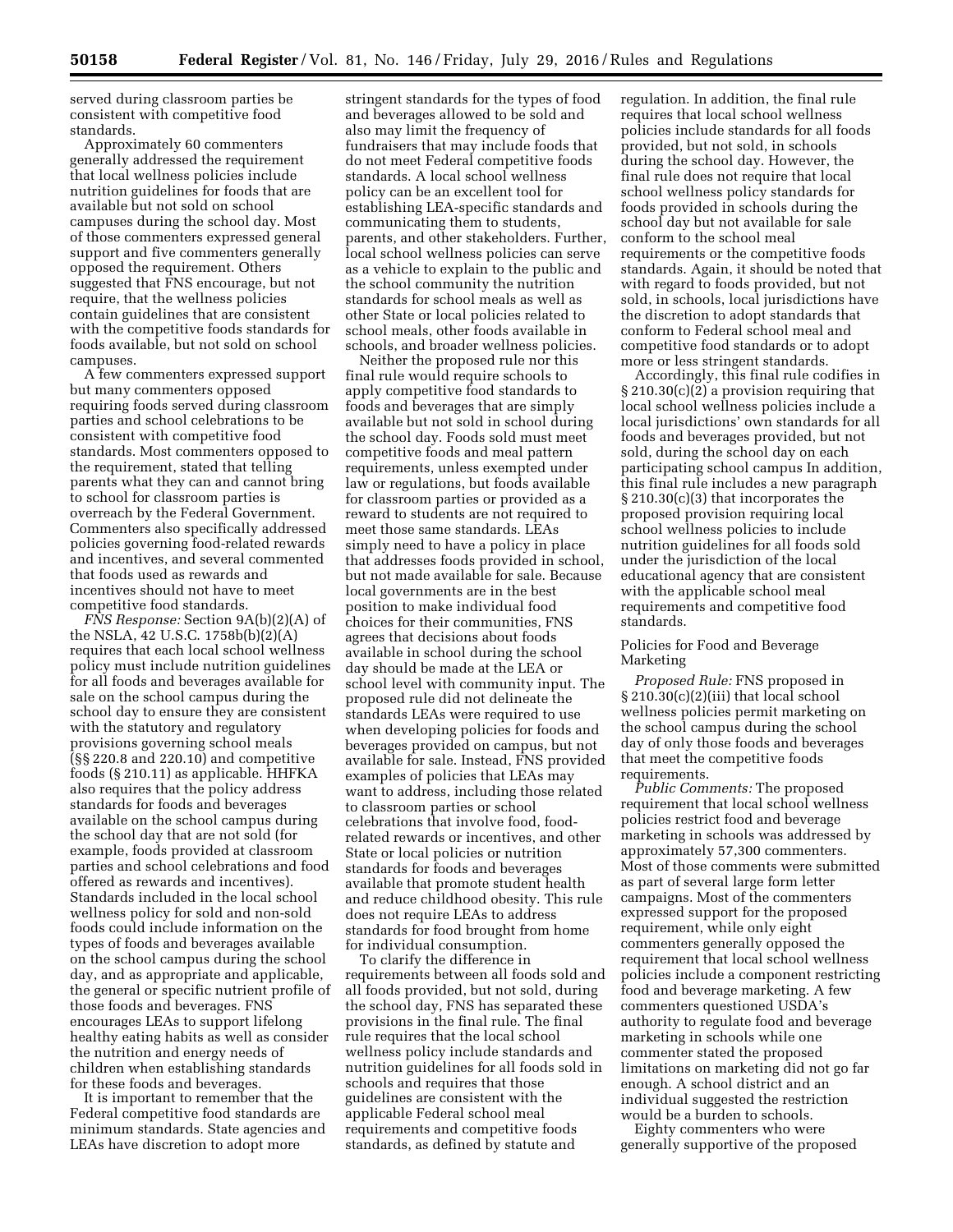served during classroom parties be consistent with competitive food standards.

Approximately 60 commenters generally addressed the requirement that local wellness policies include nutrition guidelines for foods that are available but not sold on school campuses during the school day. Most of those commenters expressed general support and five commenters generally opposed the requirement. Others suggested that FNS encourage, but not require, that the wellness policies contain guidelines that are consistent with the competitive foods standards for foods available, but not sold on school campuses.

A few commenters expressed support but many commenters opposed requiring foods served during classroom parties and school celebrations to be consistent with competitive food standards. Most commenters opposed to the requirement, stated that telling parents what they can and cannot bring to school for classroom parties is overreach by the Federal Government. Commenters also specifically addressed policies governing food-related rewards and incentives, and several commented that foods used as rewards and incentives should not have to meet competitive food standards.

*FNS Response:* Section 9A(b)(2)(A) of the NSLA, 42 U.S.C. 1758b(b)(2)(A) requires that each local school wellness policy must include nutrition guidelines for all foods and beverages available for sale on the school campus during the school day to ensure they are consistent with the statutory and regulatory provisions governing school meals (§§ 220.8 and 220.10) and competitive foods (§ 210.11) as applicable. HHFKA also requires that the policy address standards for foods and beverages available on the school campus during the school day that are not sold (for example, foods provided at classroom parties and school celebrations and food offered as rewards and incentives). Standards included in the local school wellness policy for sold and non-sold foods could include information on the types of foods and beverages available on the school campus during the school day, and as appropriate and applicable, the general or specific nutrient profile of those foods and beverages. FNS encourages LEAs to support lifelong healthy eating habits as well as consider the nutrition and energy needs of children when establishing standards for these foods and beverages.

It is important to remember that the Federal competitive food standards are minimum standards. State agencies and LEAs have discretion to adopt more stringent standards for the types of food and beverages allowed to be sold and also may limit the frequency of fundraisers that may include foods that do not meet Federal competitive foods standards. A local school wellness policy can be an excellent tool for establishing LEA-specific standards and communicating them to students, parents, and other stakeholders. Further, local school wellness policies can serve as a vehicle to explain to the public and the school community the nutrition standards for school meals as well as other State or local policies related to school meals, other foods available in schools, and broader wellness policies.

Neither the proposed rule nor this final rule would require schools to apply competitive food standards to foods and beverages that are simply available but not sold in school during the school day. Foods sold must meet competitive foods and meal pattern requirements, unless exempted under law or regulations, but foods available for classroom parties or provided as a reward to students are not required to meet those same standards. LEAs simply need to have a policy in place that addresses foods provided in school, but not made available for sale. Because local governments are in the best position to make individual food choices for their communities, FNS agrees that decisions about foods available in school during the school day should be made at the LEA or school level with community input. The proposed rule did not delineate the standards LEAs were required to use when developing policies for foods and beverages provided on campus, but not available for sale. Instead, FNS provided examples of policies that LEAs may want to address, including those related to classroom parties or school celebrations that involve food, food-related rewards or incentives, and other State or local policies or nutrition standards for foods and beverages available that promote student health and reduce childhood obesity. This rule does not require LEAs to address standards for food brought from home for individual consumption.

To clarify the difference in requirements between all foods sold and all foods provided, but not sold, during the school day, FNS has separated these provisions in the final rule. The final rule requires that the local school wellness policy include standards and nutrition guidelines for all foods sold in schools and requires that those guidelines are consistent with the applicable Federal school meal requirements and competitive foods standards, as defined by statute and regulation. In addition, the final rule requires that local school wellness policies include standards for all foods provided, but not sold, in schools during the school day. However, the final rule does not require that local school wellness policy standards for foods provided in schools during the school day but not available for sale conform to the school meal requirements or the competitive foods standards. Again, it should be noted that with regard to foods provided, but not sold, in schools, local jurisdictions have the discretion to adopt standards that conform to Federal school meal and competitive food standards or to adopt more or less stringent standards.

Accordingly, this final rule codifies in § 210.30(c)(2) a provision requiring that local school wellness policies include a local jurisdictions' own standards for all foods and beverages provided, but not sold, during the school day on each participating school campus In addition, this final rule includes a new paragraph § 210.30(c)(3) that incorporates the proposed provision requiring local school wellness policies to include nutrition guidelines for all foods sold under the jurisdiction of the local educational agency that are consistent with the applicable school meal requirements and competitive food standards.

### Policies for Food and Beverage Marketing

*Proposed Rule:* FNS proposed in § 210.30(c)(2)(iii) that local school wellness policies permit marketing on the school campus during the school day of only those foods and beverages that meet the competitive foods requirements.

*Public Comments:* The proposed requirement that local school wellness policies restrict food and beverage marketing in schools was addressed by approximately 57,300 commenters. Most of those comments were submitted as part of several large form letter campaigns. Most of the commenters expressed support for the proposed requirement, while only eight commenters generally opposed the requirement that local school wellness policies include a component restricting food and beverage marketing. A few commenters questioned USDA's authority to regulate food and beverage marketing in schools while one commenter stated the proposed limitations on marketing did not go far enough. A school district and an individual suggested the restriction would be a burden to schools.

Eighty commenters who were generally supportive of the proposed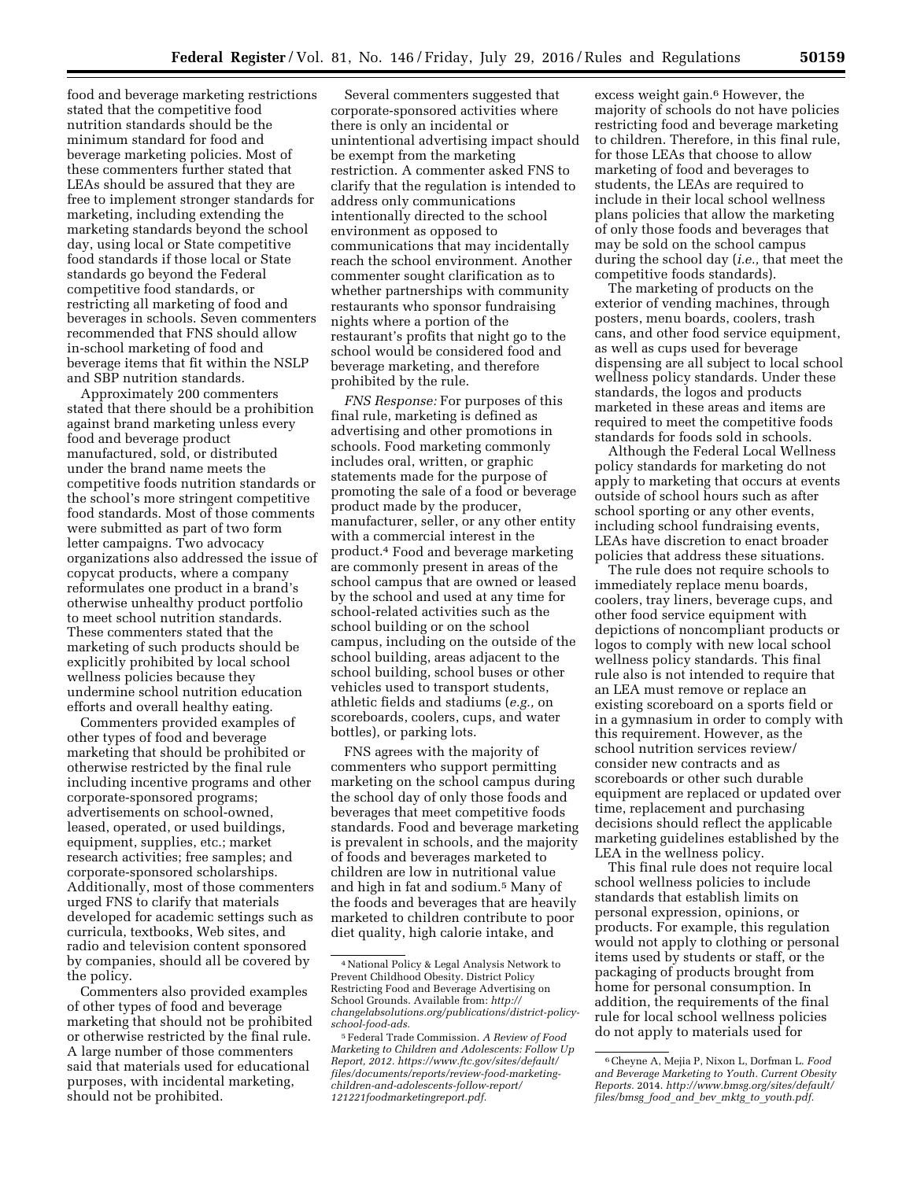food and beverage marketing restrictions stated that the competitive food nutrition standards should be the minimum standard for food and beverage marketing policies. Most of these commenters further stated that LEAs should be assured that they are free to implement stronger standards for marketing, including extending the marketing standards beyond the school day, using local or State competitive food standards if those local or State standards go beyond the Federal competitive food standards, or restricting all marketing of food and beverages in schools. Seven commenters recommended that FNS should allow in-school marketing of food and beverage items that fit within the NSLP and SBP nutrition standards.

Approximately 200 commenters stated that there should be a prohibition against brand marketing unless every food and beverage product manufactured, sold, or distributed under the brand name meets the competitive foods nutrition standards or the school's more stringent competitive food standards. Most of those comments were submitted as part of two form letter campaigns. Two advocacy organizations also addressed the issue of copycat products, where a company reformulates one product in a brand's otherwise unhealthy product portfolio to meet school nutrition standards. These commenters stated that the marketing of such products should be explicitly prohibited by local school wellness policies because they undermine school nutrition education efforts and overall healthy eating.

Commenters provided examples of other types of food and beverage marketing that should be prohibited or otherwise restricted by the final rule including incentive programs and other corporate-sponsored programs; advertisements on school-owned, leased, operated, or used buildings, equipment, supplies, etc.; market research activities; free samples; and corporate-sponsored scholarships. Additionally, most of those commenters urged FNS to clarify that materials developed for academic settings such as curricula, textbooks, Web sites, and radio and television content sponsored by companies, should all be covered by the policy.

Commenters also provided examples of other types of food and beverage marketing that should not be prohibited or otherwise restricted by the final rule. A large number of those commenters said that materials used for educational purposes, with incidental marketing, should not be prohibited.

Several commenters suggested that corporate-sponsored activities where there is only an incidental or unintentional advertising impact should be exempt from the marketing restriction. A commenter asked FNS to clarify that the regulation is intended to address only communications intentionally directed to the school environment as opposed to communications that may incidentally reach the school environment. Another commenter sought clarification as to whether partnerships with community restaurants who sponsor fundraising nights where a portion of the restaurant's profits that night go to the school would be considered food and beverage marketing, and therefore prohibited by the rule.

*FNS Response:* For purposes of this final rule, marketing is defined as advertising and other promotions in schools. Food marketing commonly includes oral, written, or graphic statements made for the purpose of promoting the sale of a food or beverage product made by the producer, manufacturer, seller, or any other entity with a commercial interest in the product.[4] Food and beverage marketing are commonly present in areas of the school campus that are owned or leased by the school and used at any time for school-related activities such as the school building or on the school campus, including on the outside of the school building, areas adjacent to the school building, school buses or other vehicles used to transport students, athletic fields and stadiums (*e.g.,* on scoreboards, coolers, cups, and water bottles), or parking lots.

FNS agrees with the majority of commenters who support permitting marketing on the school campus during the school day of only those foods and beverages that meet competitive foods standards. Food and beverage marketing is prevalent in schools, and the majority of foods and beverages marketed to children are low in nutritional value and high in fat and sodium.[5] Many of the foods and beverages that are heavily marketed to children contribute to poor diet quality, high calorie intake, and excess weight gain.[6] However, the majority of schools do not have policies restricting food and beverage marketing to children. Therefore, in this final rule, for those LEAs that choose to allow marketing of food and beverages to students, the LEAs are required to include in their local school wellness plans policies that allow the marketing of only those foods and beverages that may be sold on the school campus during the school day (*i.e.,* that meet the competitive foods standards).

The marketing of products on the exterior of vending machines, through posters, menu boards, coolers, trash cans, and other food service equipment, as well as cups used for beverage dispensing are all subject to local school wellness policy standards. Under these standards, the logos and products marketed in these areas and items are required to meet the competitive foods standards for foods sold in schools.

Although the Federal Local Wellness policy standards for marketing do not apply to marketing that occurs at events outside of school hours such as after school sporting or any other events, including school fundraising events, LEAs have discretion to enact broader policies that address these situations.

The rule does not require schools to immediately replace menu boards, coolers, tray liners, beverage cups, and other food service equipment with depictions of noncompliant products or logos to comply with new local school wellness policy standards. This final rule also is not intended to require that an LEA must remove or replace an existing scoreboard on a sports field or in a gymnasium in order to comply with this requirement. However, as the school nutrition services review/consider new contracts and as scoreboards or other such durable equipment are replaced or updated over time, replacement and purchasing decisions should reflect the applicable marketing guidelines established by the LEA in the wellness policy.

This final rule does not require local school wellness policies to include standards that establish limits on personal expression, opinions, or products. For example, this regulation would not apply to clothing or personal items used by students or staff, or the packaging of products brought from home for personal consumption. In addition, the requirements of the final rule for local school wellness policies do not apply to materials used for

---

[4] National Policy & Legal Analysis Network to Prevent Childhood Obesity. District Policy Restricting Food and Beverage Advertising on School Grounds. Available from: *http://changelabsolutions.org/publications/district-policy-school-food-ads.*

[5] Federal Trade Commission. *A Review of Food Marketing to Children and Adolescents: Follow Up Report, 2012. https://www.ftc.gov/sites/default/files/documents/reports/review-food-marketing-children-and-adolescents-follow-report/121221foodmarketingreport.pdf.*

[6] Cheyne A, Mejia P, Nixon L, Dorfman L. *Food and Beverage Marketing to Youth. Current Obesity Reports.* 2014. *http://www.bmsg.org/sites/default/files/bmsg_food_and_bev_mktg_to_youth.pdf.*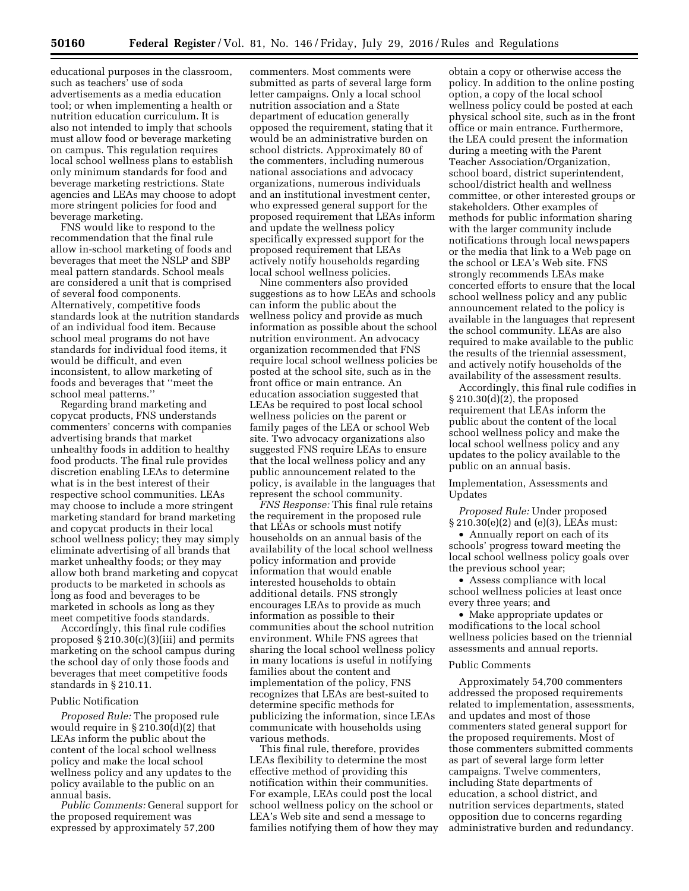educational purposes in the classroom, such as teachers' use of soda advertisements as a media education tool; or when implementing a health or nutrition education curriculum. It is also not intended to imply that schools must allow food or beverage marketing on campus. This regulation requires local school wellness plans to establish only minimum standards for food and beverage marketing restrictions. State agencies and LEAs may choose to adopt more stringent policies for food and beverage marketing.

FNS would like to respond to the recommendation that the final rule allow in-school marketing of foods and beverages that meet the NSLP and SBP meal pattern standards. School meals are considered a unit that is comprised of several food components. Alternatively, competitive foods standards look at the nutrition standards of an individual food item. Because school meal programs do not have standards for individual food items, it would be difficult, and even inconsistent, to allow marketing of foods and beverages that ''meet the school meal patterns.''

Regarding brand marketing and copycat products, FNS understands commenters' concerns with companies advertising brands that market unhealthy foods in addition to healthy food products. The final rule provides discretion enabling LEAs to determine what is in the best interest of their respective school communities. LEAs may choose to include a more stringent marketing standard for brand marketing and copycat products in their local school wellness policy; they may simply eliminate advertising of all brands that market unhealthy foods; or they may allow both brand marketing and copycat products to be marketed in schools as long as food and beverages to be marketed in schools as long as they meet competitive foods standards.

Accordingly, this final rule codifies proposed § 210.30(c)(3)(iii) and permits marketing on the school campus during the school day of only those foods and beverages that meet competitive foods standards in § 210.11.

Public Notification

*Proposed Rule:* The proposed rule would require in § 210.30(d)(2) that LEAs inform the public about the content of the local school wellness policy and make the local school wellness policy and any updates to the policy available to the public on an annual basis.

*Public Comments:* General support for the proposed requirement was expressed by approximately 57,200 commenters. Most comments were submitted as parts of several large form letter campaigns. Only a local school nutrition association and a State department of education generally opposed the requirement, stating that it would be an administrative burden on school districts. Approximately 80 of the commenters, including numerous national associations and advocacy organizations, numerous individuals and an institutional investment center, who expressed general support for the proposed requirement that LEAs inform and update the wellness policy specifically expressed support for the proposed requirement that LEAs actively notify households regarding local school wellness policies.

Nine commenters also provided suggestions as to how LEAs and schools can inform the public about the wellness policy and provide as much information as possible about the school nutrition environment. An advocacy organization recommended that FNS require local school wellness policies be posted at the school site, such as in the front office or main entrance. An education association suggested that LEAs be required to post local school wellness policies on the parent or family pages of the LEA or school Web site. Two advocacy organizations also suggested FNS require LEAs to ensure that the local wellness policy and any public announcement related to the policy, is available in the languages that represent the school community.

*FNS Response:* This final rule retains the requirement in the proposed rule that LEAs or schools must notify households on an annual basis of the availability of the local school wellness policy information and provide information that would enable interested households to obtain additional details. FNS strongly encourages LEAs to provide as much information as possible to their communities about the school nutrition environment. While FNS agrees that sharing the local school wellness policy in many locations is useful in notifying families about the content and implementation of the policy, FNS recognizes that LEAs are best-suited to determine specific methods for publicizing the information, since LEAs communicate with households using various methods.

This final rule, therefore, provides LEAs flexibility to determine the most effective method of providing this notification within their communities. For example, LEAs could post the local school wellness policy on the school or LEA's Web site and send a message to families notifying them of how they may obtain a copy or otherwise access the policy. In addition to the online posting option, a copy of the local school wellness policy could be posted at each physical school site, such as in the front office or main entrance. Furthermore, the LEA could present the information during a meeting with the Parent Teacher Association/Organization, school board, district superintendent, school/district health and wellness committee, or other interested groups or stakeholders. Other examples of methods for public information sharing with the larger community include notifications through local newspapers or the media that link to a Web page on the school or LEA's Web site. FNS strongly recommends LEAs make concerted efforts to ensure that the local school wellness policy and any public announcement related to the policy is available in the languages that represent the school community. LEAs are also required to make available to the public the results of the triennial assessment, and actively notify households of the availability of the assessment results.

Accordingly, this final rule codifies in § 210.30(d)(2), the proposed requirement that LEAs inform the public about the content of the local school wellness policy and make the local school wellness policy and any updates to the policy available to the public on an annual basis.

Implementation, Assessments and Updates

*Proposed Rule:* Under proposed § 210.30(e)(2) and (e)(3), LEAs must:

- Annually report on each of its schools' progress toward meeting the local school wellness policy goals over the previous school year;
- Assess compliance with local school wellness policies at least once every three years; and
- Make appropriate updates or modifications to the local school wellness policies based on the triennial assessments and annual reports.

Public Comments

Approximately 54,700 commenters addressed the proposed requirements related to implementation, assessments, and updates and most of those commenters stated general support for the proposed requirements. Most of those commenters submitted comments as part of several large form letter campaigns. Twelve commenters, including State departments of education, a school district, and nutrition services departments, stated opposition due to concerns regarding administrative burden and redundancy.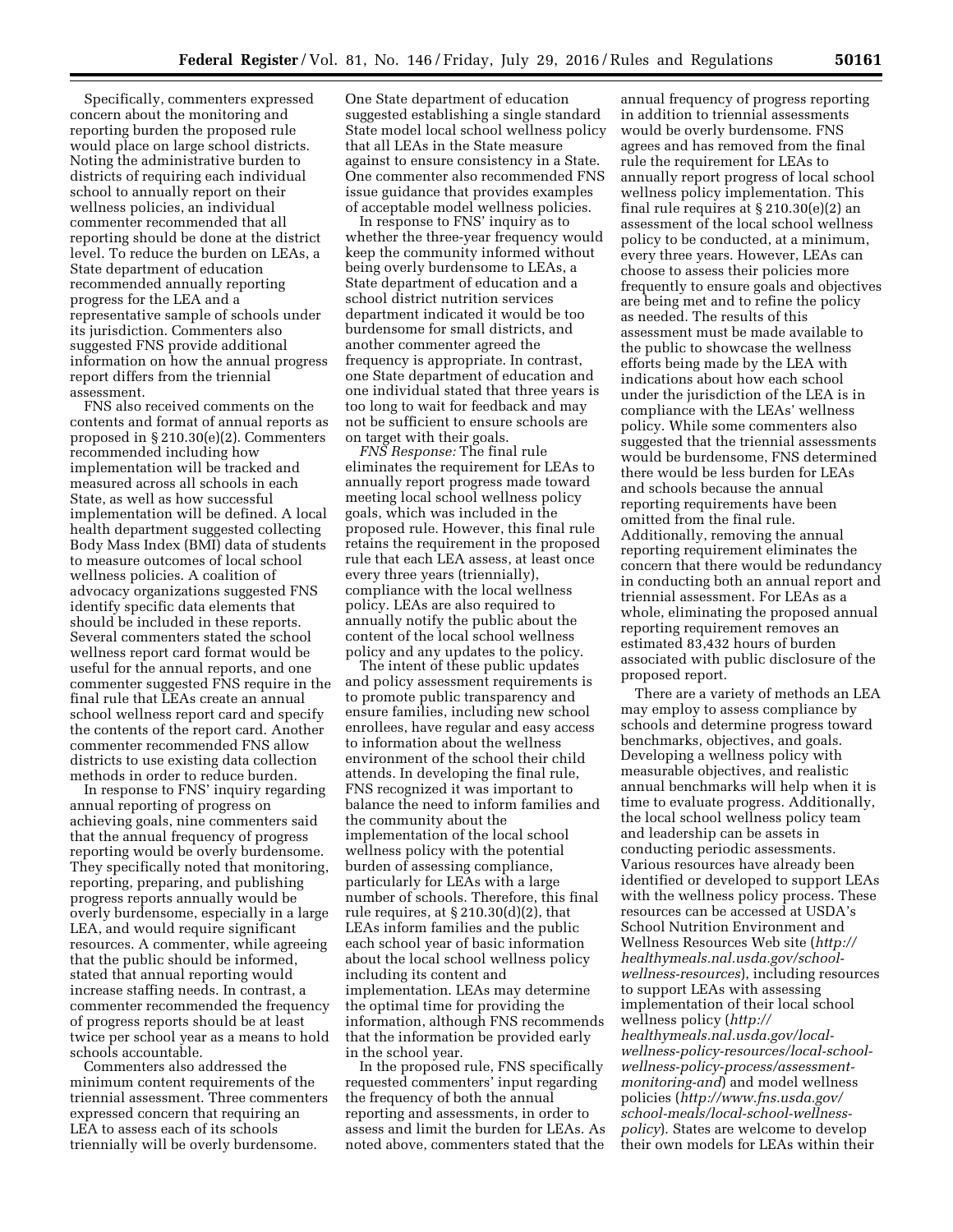Specifically, commenters expressed concern about the monitoring and reporting burden the proposed rule would place on large school districts. Noting the administrative burden to districts of requiring each individual school to annually report on their wellness policies, an individual commenter recommended that all reporting should be done at the district level. To reduce the burden on LEAs, a State department of education recommended annually reporting progress for the LEA and a representative sample of schools under its jurisdiction. Commenters also suggested FNS provide additional information on how the annual progress report differs from the triennial assessment.

FNS also received comments on the contents and format of annual reports as proposed in § 210.30(e)(2). Commenters recommended including how implementation will be tracked and measured across all schools in each State, as well as how successful implementation will be defined. A local health department suggested collecting Body Mass Index (BMI) data of students to measure outcomes of local school wellness policies. A coalition of advocacy organizations suggested FNS identify specific data elements that should be included in these reports. Several commenters stated the school wellness report card format would be useful for the annual reports, and one commenter suggested FNS require in the final rule that LEAs create an annual school wellness report card and specify the contents of the report card. Another commenter recommended FNS allow districts to use existing data collection methods in order to reduce burden.

In response to FNS' inquiry regarding annual reporting of progress on achieving goals, nine commenters said that the annual frequency of progress reporting would be overly burdensome. They specifically noted that monitoring, reporting, preparing, and publishing progress reports annually would be overly burdensome, especially in a large LEA, and would require significant resources. A commenter, while agreeing that the public should be informed, stated that annual reporting would increase staffing needs. In contrast, a commenter recommended the frequency of progress reports should be at least twice per school year as a means to hold schools accountable.

Commenters also addressed the minimum content requirements of the triennial assessment. Three commenters expressed concern that requiring an LEA to assess each of its schools triennially will be overly burdensome. One State department of education suggested establishing a single standard State model local school wellness policy that all LEAs in the State measure against to ensure consistency in a State. One commenter also recommended FNS issue guidance that provides examples of acceptable model wellness policies.

In response to FNS' inquiry as to whether the three-year frequency would keep the community informed without being overly burdensome to LEAs, a State department of education and a school district nutrition services department indicated it would be too burdensome for small districts, and another commenter agreed the frequency is appropriate. In contrast, one State department of education and one individual stated that three years is too long to wait for feedback and may not be sufficient to ensure schools are on target with their goals.

*FNS Response:* The final rule eliminates the requirement for LEAs to annually report progress made toward meeting local school wellness policy goals, which was included in the proposed rule. However, this final rule retains the requirement in the proposed rule that each LEA assess, at least once every three years (triennially), compliance with the local wellness policy. LEAs are also required to annually notify the public about the content of the local school wellness policy and any updates to the policy.

The intent of these public updates and policy assessment requirements is to promote public transparency and ensure families, including new school enrollees, have regular and easy access to information about the wellness environment of the school their child attends. In developing the final rule, FNS recognized it was important to balance the need to inform families and the community about the implementation of the local school wellness policy with the potential burden of assessing compliance, particularly for LEAs with a large number of schools. Therefore, this final rule requires, at § 210.30(d)(2), that LEAs inform families and the public each school year of basic information about the local school wellness policy including its content and implementation. LEAs may determine the optimal time for providing the information, although FNS recommends that the information be provided early in the school year.

In the proposed rule, FNS specifically requested commenters' input regarding the frequency of both the annual reporting and assessments, in order to assess and limit the burden for LEAs. As noted above, commenters stated that the annual frequency of progress reporting in addition to triennial assessments would be overly burdensome. FNS agrees and has removed from the final rule the requirement for LEAs to annually report progress of local school wellness policy implementation. This final rule requires at § 210.30(e)(2) an assessment of the local school wellness policy to be conducted, at a minimum, every three years. However, LEAs can choose to assess their policies more frequently to ensure goals and objectives are being met and to refine the policy as needed. The results of this assessment must be made available to the public to showcase the wellness efforts being made by the LEA with indications about how each school under the jurisdiction of the LEA is in compliance with the LEAs' wellness policy. While some commenters also suggested that the triennial assessments would be burdensome, FNS determined there would be less burden for LEAs and schools because the annual reporting requirements have been omitted from the final rule. Additionally, removing the annual reporting requirement eliminates the concern that there would be redundancy in conducting both an annual report and triennial assessment. For LEAs as a whole, eliminating the proposed annual reporting requirement removes an estimated 83,432 hours of burden associated with public disclosure of the proposed report.

There are a variety of methods an LEA may employ to assess compliance by schools and determine progress toward benchmarks, objectives, and goals. Developing a wellness policy with measurable objectives, and realistic annual benchmarks will help when it is time to evaluate progress. Additionally, the local school wellness policy team and leadership can be assets in conducting periodic assessments. Various resources have already been identified or developed to support LEAs with the wellness policy process. These resources can be accessed at USDA's School Nutrition Environment and Wellness Resources Web site (*http://healthymeals.nal.usda.gov/school-wellness-resources*), including resources to support LEAs with assessing implementation of their local school wellness policy (*http://healthymeals.nal.usda.gov/local-wellness-policy-resources/local-school-wellness-policy-process/assessment-monitoring-and*) and model wellness policies (*http://www.fns.usda.gov/school-meals/local-school-wellness-policy*). States are welcome to develop their own models for LEAs within their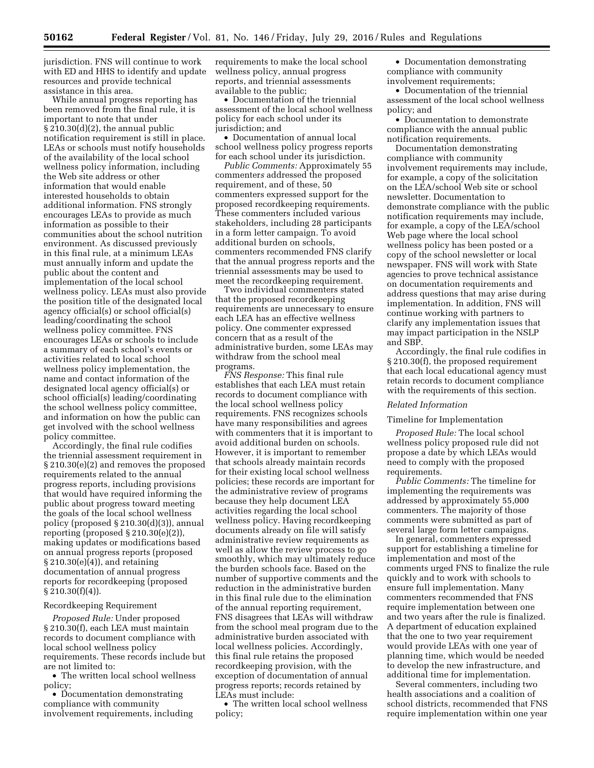jurisdiction. FNS will continue to work with ED and HHS to identify and update resources and provide technical assistance in this area.

While annual progress reporting has been removed from the final rule, it is important to note that under § 210.30(d)(2), the annual public notification requirement is still in place. LEAs or schools must notify households of the availability of the local school wellness policy information, including the Web site address or other information that would enable interested households to obtain additional information. FNS strongly encourages LEAs to provide as much information as possible to their communities about the school nutrition environment. As discussed previously in this final rule, at a minimum LEAs must annually inform and update the public about the content and implementation of the local school wellness policy. LEAs must also provide the position title of the designated local agency official(s) or school official(s) leading/coordinating the school wellness policy committee. FNS encourages LEAs or schools to include a summary of each school's events or activities related to local school wellness policy implementation, the name and contact information of the designated local agency official(s) or school official(s) leading/coordinating the school wellness policy committee, and information on how the public can get involved with the school wellness policy committee.

Accordingly, the final rule codifies the triennial assessment requirement in § 210.30(e)(2) and removes the proposed requirements related to the annual progress reports, including provisions that would have required informing the public about progress toward meeting the goals of the local school wellness policy (proposed § 210.30(d)(3)), annual reporting (proposed § 210.30(e)(2)), making updates or modifications based on annual progress reports (proposed § 210.30(e)(4)), and retaining documentation of annual progress reports for recordkeeping (proposed § 210.30(f)(4)).

## Recordkeeping Requirement

*Proposed Rule:* Under proposed § 210.30(f), each LEA must maintain records to document compliance with local school wellness policy requirements. These records include but are not limited to:

- The written local school wellness policy;
- Documentation demonstrating compliance with community involvement requirements, including requirements to make the local school wellness policy, annual progress reports, and triennial assessments available to the public;
- Documentation of the triennial assessment of the local school wellness policy for each school under its jurisdiction; and
- Documentation of annual local school wellness policy progress reports for each school under its jurisdiction.

*Public Comments:* Approximately 55 commenters addressed the proposed requirement, and of these, 50 commenters expressed support for the proposed recordkeeping requirements. These commenters included various stakeholders, including 28 participants in a form letter campaign. To avoid additional burden on schools, commenters recommended FNS clarify that the annual progress reports and the triennial assessments may be used to meet the recordkeeping requirement.

Two individual commenters stated that the proposed recordkeeping requirements are unnecessary to ensure each LEA has an effective wellness policy. One commenter expressed concern that as a result of the administrative burden, some LEAs may withdraw from the school meal programs.

*FNS Response:* This final rule establishes that each LEA must retain records to document compliance with the local school wellness policy requirements. FNS recognizes schools have many responsibilities and agrees with commenters that it is important to avoid additional burden on schools. However, it is important to remember that schools already maintain records for their existing local school wellness policies; these records are important for the administrative review of programs because they help document LEA activities regarding the local school wellness policy. Having recordkeeping documents already on file will satisfy administrative review requirements as well as allow the review process to go smoothly, which may ultimately reduce the burden schools face. Based on the number of supportive comments and the reduction in the administrative burden in this final rule due to the elimination of the annual reporting requirement, FNS disagrees that LEAs will withdraw from the school meal program due to the administrative burden associated with local wellness policies. Accordingly, this final rule retains the proposed recordkeeping provision, with the exception of documentation of annual progress reports; records retained by LEAs must include:

- The written local school wellness policy;
- Documentation demonstrating compliance with community involvement requirements;
- Documentation of the triennial assessment of the local school wellness policy; and
- Documentation to demonstrate compliance with the annual public notification requirements.

Documentation demonstrating compliance with community involvement requirements may include, for example, a copy of the solicitation on the LEA/school Web site or school newsletter. Documentation to demonstrate compliance with the public notification requirements may include, for example, a copy of the LEA/school Web page where the local school wellness policy has been posted or a copy of the school newsletter or local newspaper. FNS will work with State agencies to prove technical assistance on documentation requirements and address questions that may arise during implementation. In addition, FNS will continue working with partners to clarify any implementation issues that may impact participation in the NSLP and SBP.

Accordingly, the final rule codifies in § 210.30(f), the proposed requirement that each local educational agency must retain records to document compliance with the requirements of this section.

### *Related Information*

## Timeline for Implementation

*Proposed Rule:* The local school wellness policy proposed rule did not propose a date by which LEAs would need to comply with the proposed requirements.

*Public Comments:* The timeline for implementing the requirements was addressed by approximately 55,000 commenters. The majority of those comments were submitted as part of several large form letter campaigns.

In general, commenters expressed support for establishing a timeline for implementation and most of the comments urged FNS to finalize the rule quickly and to work with schools to ensure full implementation. Many commenters recommended that FNS require implementation between one and two years after the rule is finalized. A department of education explained that the one to two year requirement would provide LEAs with one year of planning time, which would be needed to develop the new infrastructure, and additional time for implementation.

Several commenters, including two health associations and a coalition of school districts, recommended that FNS require implementation within one year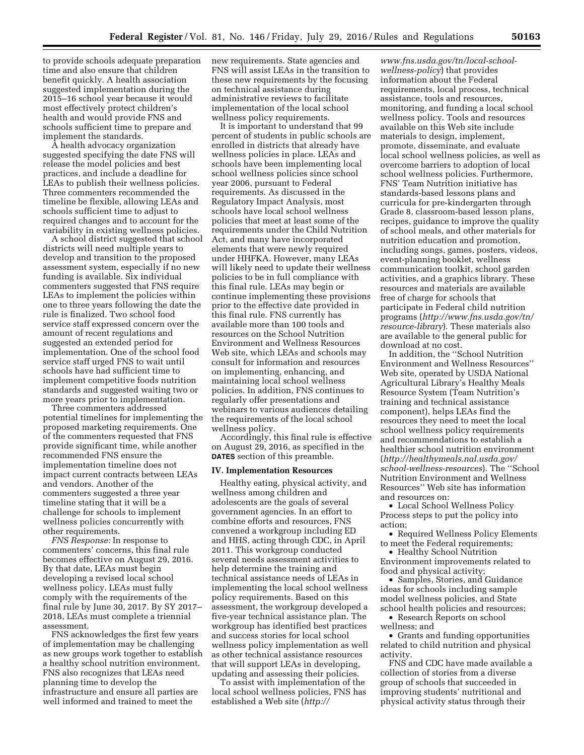to provide schools adequate preparation time and also ensure that children benefit quickly. A health association suggested implementation during the 2015–16 school year because it would most effectively protect children's health and would provide FNS and schools sufficient time to prepare and implement the standards.

A health advocacy organization suggested specifying the date FNS will release the model policies and best practices, and include a deadline for LEAs to publish their wellness policies. Three commenters recommended the timeline be flexible, allowing LEAs and schools sufficient time to adjust to required changes and to account for the variability in existing wellness policies.

A school district suggested that school districts will need multiple years to develop and transition to the proposed assessment system, especially if no new funding is available. Six individual commenters suggested that FNS require LEAs to implement the policies within one to three years following the date the rule is finalized. Two school food service staff expressed concern over the amount of recent regulations and suggested an extended period for implementation. One of the school food service staff urged FNS to wait until schools have had sufficient time to implement competitive foods nutrition standards and suggested waiting two or more years prior to implementation.

Three commenters addressed potential timelines for implementing the proposed marketing requirements. One of the commenters requested that FNS provide significant time, while another recommended FNS ensure the implementation timeline does not impact current contracts between LEAs and vendors. Another of the commenters suggested a three year timeline stating that it will be a challenge for schools to implement wellness policies concurrently with other requirements.

*FNS Response:* In response to commenters' concerns, this final rule becomes effective on August 29, 2016. By that date, LEAs must begin developing a revised local school wellness policy. LEAs must fully comply with the requirements of the final rule by June 30, 2017. By SY 2017–2018, LEAs must complete a triennial assessment.

FNS acknowledges the first few years of implementation may be challenging as new groups work together to establish a healthy school nutrition environment. FNS also recognizes that LEAs need planning time to develop the infrastructure and ensure all parties are well informed and trained to meet the new requirements. State agencies and FNS will assist LEAs in the transition to these new requirements by the focusing on technical assistance during administrative reviews to facilitate implementation of the local school wellness policy requirements.

It is important to understand that 99 percent of students in public schools are enrolled in districts that already have wellness policies in place. LEAs and schools have been implementing local school wellness policies since school year 2006, pursuant to Federal requirements. As discussed in the Regulatory Impact Analysis, most schools have local school wellness policies that meet at least some of the requirements under the Child Nutrition Act, and many have incorporated elements that were newly required under HHFKA. However, many LEAs will likely need to update their wellness policies to be in full compliance with this final rule. LEAs may begin or continue implementing these provisions prior to the effective date provided in this final rule. FNS currently has available more than 100 tools and resources on the School Nutrition Environment and Wellness Resources Web site, which LEAs and schools may consult for information and resources on implementing, enhancing, and maintaining local school wellness policies. In addition, FNS continues to regularly offer presentations and webinars to various audiences detailing the requirements of the local school wellness policy.

Accordingly, this final rule is effective on August 29, 2016, as specified in the **DATES** section of this preamble.

## IV. Implementation Resources

Healthy eating, physical activity, and wellness among children and adolescents are the goals of several government agencies. In an effort to combine efforts and resources, FNS convened a workgroup including ED and HHS, acting through CDC, in April 2011. This workgroup conducted several needs assessment activities to help determine the training and technical assistance needs of LEAs in implementing the local school wellness policy requirements. Based on this assessment, the workgroup developed a five-year technical assistance plan. The workgroup has identified best practices and success stories for local school wellness policy implementation as well as other technical assistance resources that will support LEAs in developing, updating and assessing their policies.

To assist with implementation of the local school wellness policies, FNS has established a Web site (*http://www.fns.usda.gov/tn/local-school-wellness-policy*) that provides information about the Federal requirements, local process, technical assistance, tools and resources, monitoring, and funding a local school wellness policy. Tools and resources available on this Web site include materials to design, implement, promote, disseminate, and evaluate local school wellness policies, as well as overcome barriers to adoption of local school wellness policies. Furthermore, FNS' Team Nutrition initiative has standards-based lessons plans and curricula for pre-kindergarten through Grade 8, classroom-based lesson plans, recipes, guidance to improve the quality of school meals, and other materials for nutrition education and promotion, including songs, games, posters, videos, event-planning booklet, wellness communication toolkit, school garden activities, and a graphics library. These resources and materials are available free of charge for schools that participate in Federal child nutrition programs (*http://www.fns.usda.gov/tn/resource-library*). These materials also are available to the general public for download at no cost.

In addition, the ''School Nutrition Environment and Wellness Resources'' Web site, operated by USDA National Agricultural Library's Healthy Meals Resource System (Team Nutrition's training and technical assistance component), helps LEAs find the resources they need to meet the local school wellness policy requirements and recommendations to establish a healthier school nutrition environment (*http://healthymeals.nal.usda.gov/school-wellness-resources*). The ''School Nutrition Environment and Wellness Resources'' Web site has information and resources on:

- Local School Wellness Policy Process steps to put the policy into action;
- Required Wellness Policy Elements to meet the Federal requirements;
- Healthy School Nutrition Environment improvements related to food and physical activity;
- Samples, Stories, and Guidance ideas for schools including sample model wellness policies, and State school health policies and resources;
- Research Reports on school wellness; and
- Grants and funding opportunities related to child nutrition and physical activity.

FNS and CDC have made available a collection of stories from a diverse group of schools that succeeded in improving students' nutritional and physical activity status through their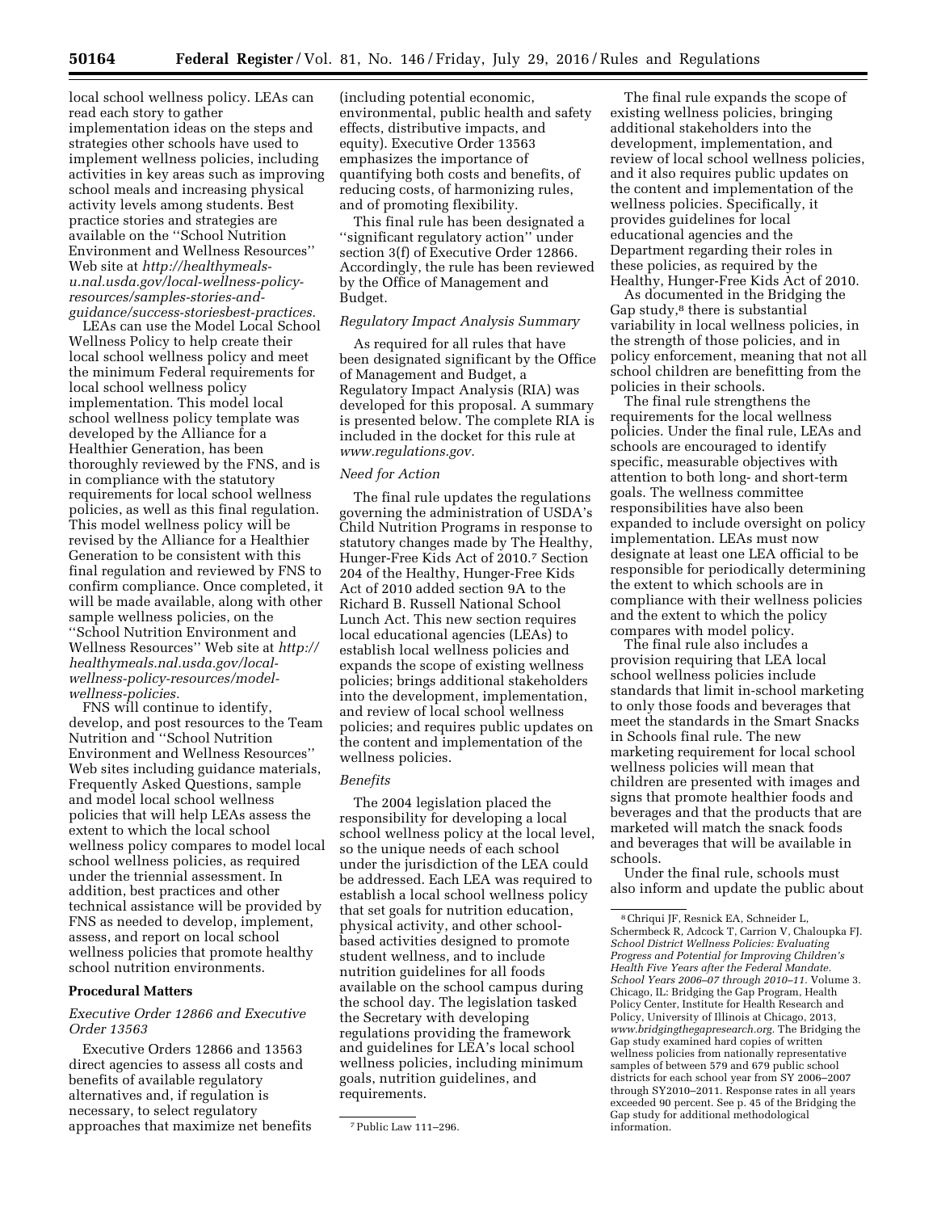local school wellness policy. LEAs can read each story to gather implementation ideas on the steps and strategies other schools have used to implement wellness policies, including activities in key areas such as improving school meals and increasing physical activity levels among students. Best practice stories and strategies are available on the ''School Nutrition Environment and Wellness Resources'' Web site at *http://healthymeals-u.nal.usda.gov/local-wellness-policy-resources/samples-stories-and-guidance/success-storiesbest-practices.*

LEAs can use the Model Local School Wellness Policy to help create their local school wellness policy and meet the minimum Federal requirements for local school wellness policy implementation. This model local school wellness policy template was developed by the Alliance for a Healthier Generation, has been thoroughly reviewed by the FNS, and is in compliance with the statutory requirements for local school wellness policies, as well as this final regulation. This model wellness policy will be revised by the Alliance for a Healthier Generation to be consistent with this final regulation and reviewed by FNS to confirm compliance. Once completed, it will be made available, along with other sample wellness policies, on the ''School Nutrition Environment and Wellness Resources'' Web site at *http://healthymeals.nal.usda.gov/local-wellness-policy-resources/model-wellness-policies.*

FNS will continue to identify, develop, and post resources to the Team Nutrition and ''School Nutrition Environment and Wellness Resources'' Web sites including guidance materials, Frequently Asked Questions, sample and model local school wellness policies that will help LEAs assess the extent to which the local school wellness policy compares to model local school wellness policies, as required under the triennial assessment. In addition, best practices and other technical assistance will be provided by FNS as needed to develop, implement, assess, and report on local school wellness policies that promote healthy school nutrition environments.

## Procedural Matters

### *Executive Order 12866 and Executive Order 13563*

Executive Orders 12866 and 13563 direct agencies to assess all costs and benefits of available regulatory alternatives and, if regulation is necessary, to select regulatory approaches that maximize net benefits (including potential economic, environmental, public health and safety effects, distributive impacts, and equity). Executive Order 13563 emphasizes the importance of quantifying both costs and benefits, of reducing costs, of harmonizing rules, and of promoting flexibility.

This final rule has been designated a ''significant regulatory action'' under section 3(f) of Executive Order 12866. Accordingly, the rule has been reviewed by the Office of Management and Budget.

### *Regulatory Impact Analysis Summary*

As required for all rules that have been designated significant by the Office of Management and Budget, a Regulatory Impact Analysis (RIA) was developed for this proposal. A summary is presented below. The complete RIA is included in the docket for this rule at *www.regulations.gov.*

### *Need for Action*

The final rule updates the regulations governing the administration of USDA's Child Nutrition Programs in response to statutory changes made by The Healthy, Hunger-Free Kids Act of 2010.[7] Section 204 of the Healthy, Hunger-Free Kids Act of 2010 added section 9A to the Richard B. Russell National School Lunch Act. This new section requires local educational agencies (LEAs) to establish local wellness policies and expands the scope of existing wellness policies; brings additional stakeholders into the development, implementation, and review of local school wellness policies; and requires public updates on the content and implementation of the wellness policies.

### *Benefits*

The 2004 legislation placed the responsibility for developing a local school wellness policy at the local level, so the unique needs of each school under the jurisdiction of the LEA could be addressed. Each LEA was required to establish a local school wellness policy that set goals for nutrition education, physical activity, and other school-based activities designed to promote student wellness, and to include nutrition guidelines for all foods available on the school campus during the school day. The legislation tasked the Secretary with developing regulations providing the framework and guidelines for LEA's local school wellness policies, including minimum goals, nutrition guidelines, and requirements.

The final rule expands the scope of existing wellness policies, bringing additional stakeholders into the development, implementation, and review of local school wellness policies, and it also requires public updates on the content and implementation of the wellness policies. Specifically, it provides guidelines for local educational agencies and the Department regarding their roles in these policies, as required by the Healthy, Hunger-Free Kids Act of 2010.

As documented in the Bridging the Gap study,[8] there is substantial variability in local wellness policies, in the strength of those policies, and in policy enforcement, meaning that not all school children are benefitting from the policies in their schools.

The final rule strengthens the requirements for the local wellness policies. Under the final rule, LEAs and schools are encouraged to identify specific, measurable objectives with attention to both long- and short-term goals. The wellness committee responsibilities have also been expanded to include oversight on policy implementation. LEAs must now designate at least one LEA official to be responsible for periodically determining the extent to which schools are in compliance with their wellness policies and the extent to which the policy compares with model policy.

The final rule also includes a provision requiring that LEA local school wellness policies include standards that limit in-school marketing to only those foods and beverages that meet the standards in the Smart Snacks in Schools final rule. The new marketing requirement for local school wellness policies will mean that children are presented with images and signs that promote healthier foods and beverages and that the products that are marketed will match the snack foods and beverages that will be available in schools.

Under the final rule, schools must also inform and update the public about

---

[7] Public Law 111–296.

[8] Chriqui JF, Resnick EA, Schneider L, Schermbeck R, Adcock T, Carrion V, Chaloupka FJ. *School District Wellness Policies: Evaluating Progress and Potential for Improving Children's Health Five Years after the Federal Mandate. School Years 2006–07 through 2010–11.* Volume 3. Chicago, IL: Bridging the Gap Program, Health Policy Center, Institute for Health Research and Policy, University of Illinois at Chicago, 2013, *www.bridgingthegapresearch.org.* The Bridging the Gap study examined hard copies of written wellness policies from nationally representative samples of between 579 and 679 public school districts for each school year from SY 2006–2007 through SY2010–2011. Response rates in all years exceeded 90 percent. See p. 45 of the Bridging the Gap study for additional methodological information.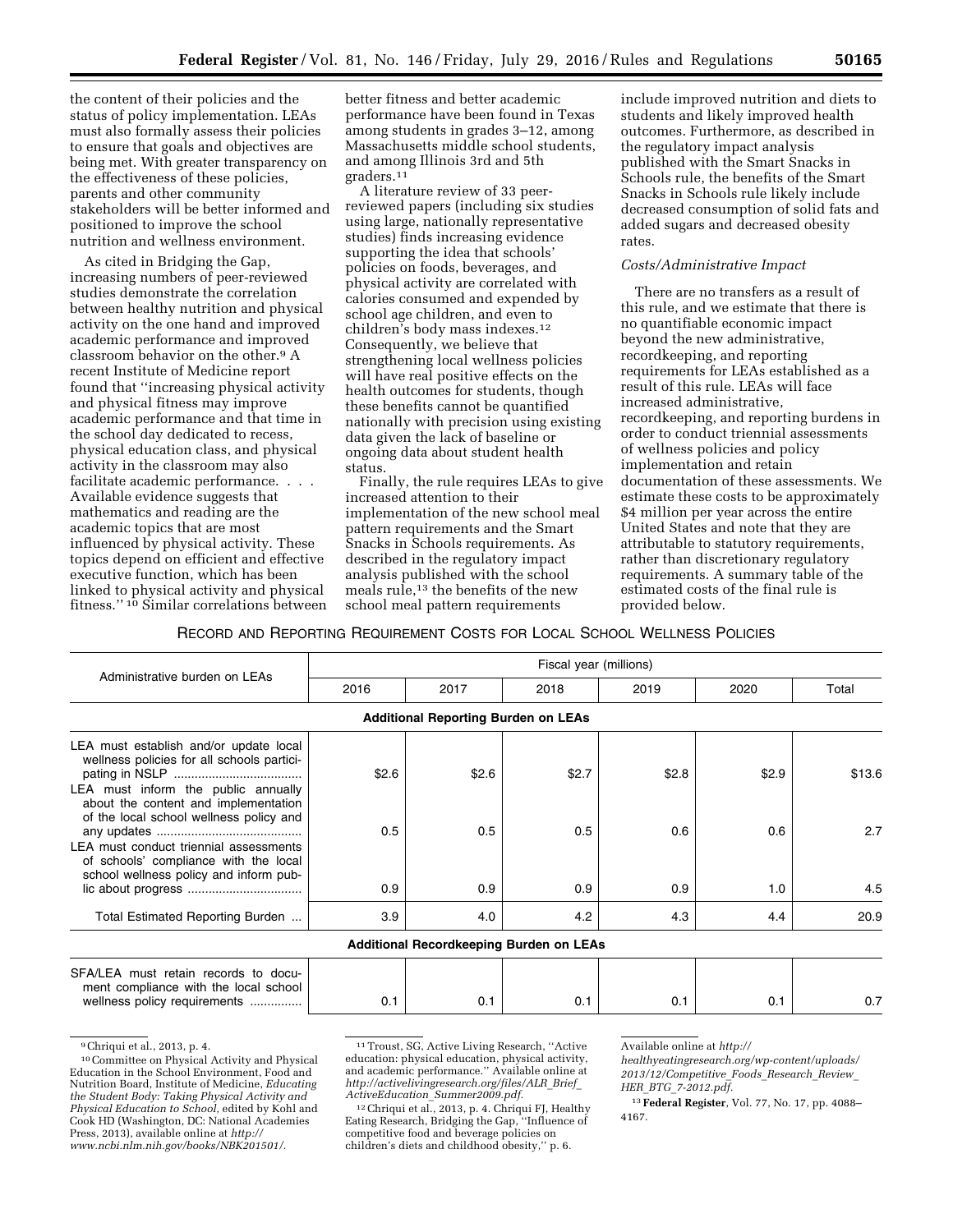the content of their policies and the status of policy implementation. LEAs must also formally assess their policies to ensure that goals and objectives are being met. With greater transparency on the effectiveness of these policies, parents and other community stakeholders will be better informed and positioned to improve the school nutrition and wellness environment.

As cited in Bridging the Gap, increasing numbers of peer-reviewed studies demonstrate the correlation between healthy nutrition and physical activity on the one hand and improved academic performance and improved classroom behavior on the other.[9] A recent Institute of Medicine report found that ''increasing physical activity and physical fitness may improve academic performance and that time in the school day dedicated to recess, physical education class, and physical activity in the classroom may also facilitate academic performance. . . . Available evidence suggests that mathematics and reading are the academic topics that are most influenced by physical activity. These topics depend on efficient and effective executive function, which has been linked to physical activity and physical fitness.'' [10] Similar correlations between better fitness and better academic performance have been found in Texas among students in grades 3–12, among Massachusetts middle school students, and among Illinois 3rd and 5th graders.[11]

A literature review of 33 peer-reviewed papers (including six studies using large, nationally representative studies) finds increasing evidence supporting the idea that schools' policies on foods, beverages, and physical activity are correlated with calories consumed and expended by school age children, and even to children's body mass indexes.[12] Consequently, we believe that strengthening local wellness policies will have real positive effects on the health outcomes for students, though these benefits cannot be quantified nationally with precision using existing data given the lack of baseline or ongoing data about student health status.

Finally, the rule requires LEAs to give increased attention to their implementation of the new school meal pattern requirements and the Smart Snacks in Schools requirements. As described in the regulatory impact analysis published with the school meals rule,[13] the benefits of the new school meal pattern requirements include improved nutrition and diets to students and likely improved health outcomes. Furthermore, as described in the regulatory impact analysis published with the Smart Snacks in Schools rule, the benefits of the Smart Snacks in Schools rule likely include decreased consumption of solid fats and added sugars and decreased obesity rates.

*Costs/Administrative Impact*

There are no transfers as a result of this rule, and we estimate that there is no quantifiable economic impact beyond the new administrative, recordkeeping, and reporting requirements for LEAs established as a result of this rule. LEAs will face increased administrative, recordkeeping, and reporting burdens in order to conduct triennial assessments of wellness policies and policy implementation and retain documentation of these assessments. We estimate these costs to be approximately $4 million per year across the entire United States and note that they are attributable to statutory requirements, rather than discretionary regulatory requirements. A summary table of the estimated costs of the final rule is provided below.

RECORD AND REPORTING REQUIREMENT COSTS FOR LOCAL SCHOOL WELLNESS POLICIES

| Administrative burden on LEAs | Fiscal year (millions) | | | | | |
|---|---|---|---|---|---|---|
| | 2016 | 2017 | 2018 | 2019 | 2020 | Total |
| **Additional Reporting Burden on LEAs** | | | | | | |
| LEA must establish and/or update local wellness policies for all schools participating in NSLP | $2.6 | $2.6 | $2.7 | $2.8 | $2.9 | $13.6 |
| LEA must inform the public annually about the content and implementation of the local school wellness policy and any updates | 0.5 | 0.5 | 0.5 | 0.6 | 0.6 | 2.7 |
| LEA must conduct triennial assessments of schools' compliance with the local school wellness policy and inform public about progress | 0.9 | 0.9 | 0.9 | 0.9 | 1.0 | 4.5 |
| Total Estimated Reporting Burden | 3.9 | 4.0 | 4.2 | 4.3 | 4.4 | 20.9 |
| **Additional Recordkeeping Burden on LEAs** | | | | | | |
| SFA/LEA must retain records to document compliance with the local school wellness policy requirements | 0.1 | 0.1 | 0.1 | 0.1 | 0.1 | 0.7 |

[9] Chriqui et al., 2013, p. 4.

[10] Committee on Physical Activity and Physical Education in the School Environment, Food and Nutrition Board, Institute of Medicine, *Educating the Student Body: Taking Physical Activity and Physical Education to School,* edited by Kohl and Cook HD (Washington, DC: National Academies Press, 2013), available online at *http://www.ncbi.nlm.nih.gov/books/NBK201501/.*

[11] Troust, SG, Active Living Research, ''Active education: physical education, physical activity, and academic performance.'' Available online at *http://activelivingresearch.org/files/ALR_Brief_ActiveEducation_Summer2009.pdf.*

[12] Chriqui et al., 2013, p. 4. Chriqui FJ, Healthy Eating Research, Bridging the Gap, ''Influence of competitive food and beverage policies on children's diets and childhood obesity,'' p. 6. Available online at *http://healthyeatingresearch.org/wp-content/uploads/2013/12/Competitive_Foods_Research_Review_HER_BTG_7-2012.pdf.*

[13] **Federal Register**, Vol. 77, No. 17, pp. 4088–4167.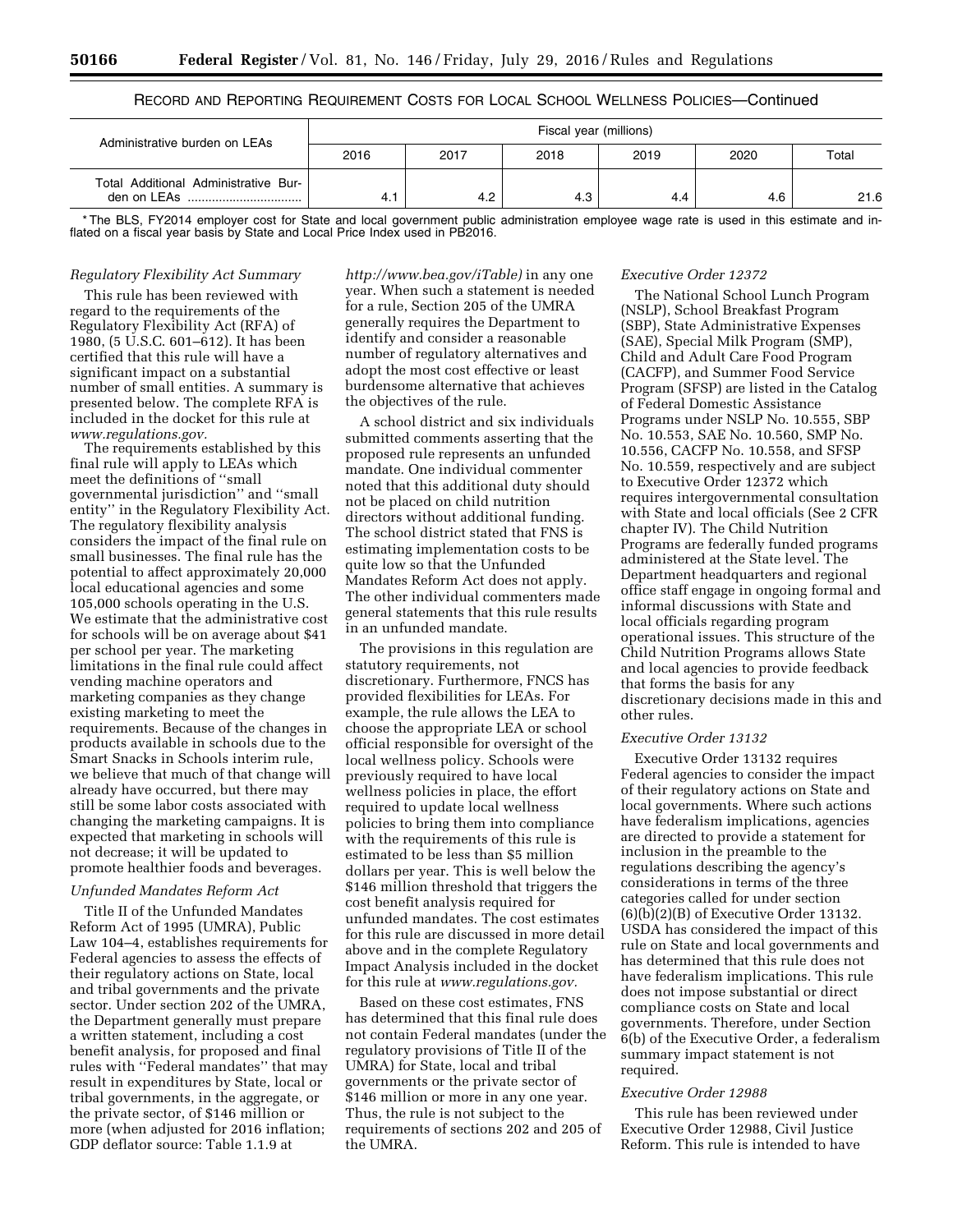RECORD AND REPORTING REQUIREMENT COSTS FOR LOCAL SCHOOL WELLNESS POLICIES—Continued

| Administrative burden on LEAs | Fiscal year (millions) | | | | | |
|---|---|---|---|---|---|---|
| | 2016 | 2017 | 2018 | 2019 | 2020 | Total |
| Total Additional Administrative Burden on LEAs | 4.1 | 4.2 | 4.3 | 4.4 | 4.6 | 21.6 |

* The BLS, FY2014 employer cost for State and local government public administration employee wage rate is used in this estimate and inflated on a fiscal year basis by State and Local Price Index used in PB2016.

### *Regulatory Flexibility Act Summary*

This rule has been reviewed with regard to the requirements of the Regulatory Flexibility Act (RFA) of 1980, (5 U.S.C. 601–612). It has been certified that this rule will have a significant impact on a substantial number of small entities. A summary is presented below. The complete RFA is included in the docket for this rule at *www.regulations.gov.*

The requirements established by this final rule will apply to LEAs which meet the definitions of ''small governmental jurisdiction'' and ''small entity'' in the Regulatory Flexibility Act. The regulatory flexibility analysis considers the impact of the final rule on small businesses. The final rule has the potential to affect approximately 20,000 local educational agencies and some 105,000 schools operating in the U.S. We estimate that the administrative cost for schools will be on average about $41 per school per year. The marketing limitations in the final rule could affect vending machine operators and marketing companies as they change existing marketing to meet the requirements. Because of the changes in products available in schools due to the Smart Snacks in Schools interim rule, we believe that much of that change will already have occurred, but there may still be some labor costs associated with changing the marketing campaigns. It is expected that marketing in schools will not decrease; it will be updated to promote healthier foods and beverages.

### *Unfunded Mandates Reform Act*

Title II of the Unfunded Mandates Reform Act of 1995 (UMRA), Public Law 104–4, establishes requirements for Federal agencies to assess the effects of their regulatory actions on State, local and tribal governments and the private sector. Under section 202 of the UMRA, the Department generally must prepare a written statement, including a cost benefit analysis, for proposed and final rules with ''Federal mandates'' that may result in expenditures by State, local or tribal governments, in the aggregate, or the private sector, of $146 million or more (when adjusted for 2016 inflation; GDP deflator source: Table 1.1.9 at *http://www.bea.gov/iTable)* in any one year. When such a statement is needed for a rule, Section 205 of the UMRA generally requires the Department to identify and consider a reasonable number of regulatory alternatives and adopt the most cost effective or least burdensome alternative that achieves the objectives of the rule.

A school district and six individuals submitted comments asserting that the proposed rule represents an unfunded mandate. One individual commenter noted that this additional duty should not be placed on child nutrition directors without additional funding. The school district stated that FNS is estimating implementation costs to be quite low so that the Unfunded Mandates Reform Act does not apply. The other individual commenters made general statements that this rule results in an unfunded mandate.

The provisions in this regulation are statutory requirements, not discretionary. Furthermore, FNCS has provided flexibilities for LEAs. For example, the rule allows the LEA to choose the appropriate LEA or school official responsible for oversight of the local wellness policy. Schools were previously required to have local wellness policies in place, the effort required to update local wellness policies to bring them into compliance with the requirements of this rule is estimated to be less than $5 million dollars per year. This is well below the $146 million threshold that triggers the cost benefit analysis required for unfunded mandates. The cost estimates for this rule are discussed in more detail above and in the complete Regulatory Impact Analysis included in the docket for this rule at *www.regulations.gov.*

Based on these cost estimates, FNS has determined that this final rule does not contain Federal mandates (under the regulatory provisions of Title II of the UMRA) for State, local and tribal governments or the private sector of $146 million or more in any one year. Thus, the rule is not subject to the requirements of sections 202 and 205 of the UMRA.

### *Executive Order 12372*

The National School Lunch Program (NSLP), School Breakfast Program (SBP), State Administrative Expenses (SAE), Special Milk Program (SMP), Child and Adult Care Food Program (CACFP), and Summer Food Service Program (SFSP) are listed in the Catalog of Federal Domestic Assistance Programs under NSLP No. 10.555, SBP No. 10.553, SAE No. 10.560, SMP No. 10.556, CACFP No. 10.558, and SFSP No. 10.559, respectively and are subject to Executive Order 12372 which requires intergovernmental consultation with State and local officials (See 2 CFR chapter IV). The Child Nutrition Programs are federally funded programs administered at the State level. The Department headquarters and regional office staff engage in ongoing formal and informal discussions with State and local officials regarding program operational issues. This structure of the Child Nutrition Programs allows State and local agencies to provide feedback that forms the basis for any discretionary decisions made in this and other rules.

### *Executive Order 13132*

Executive Order 13132 requires Federal agencies to consider the impact of their regulatory actions on State and local governments. Where such actions have federalism implications, agencies are directed to provide a statement for inclusion in the preamble to the regulations describing the agency's considerations in terms of the three categories called for under section (6)(b)(2)(B) of Executive Order 13132. USDA has considered the impact of this rule on State and local governments and has determined that this rule does not have federalism implications. This rule does not impose substantial or direct compliance costs on State and local governments. Therefore, under Section 6(b) of the Executive Order, a federalism summary impact statement is not required.

### *Executive Order 12988*

This rule has been reviewed under Executive Order 12988, Civil Justice Reform. This rule is intended to have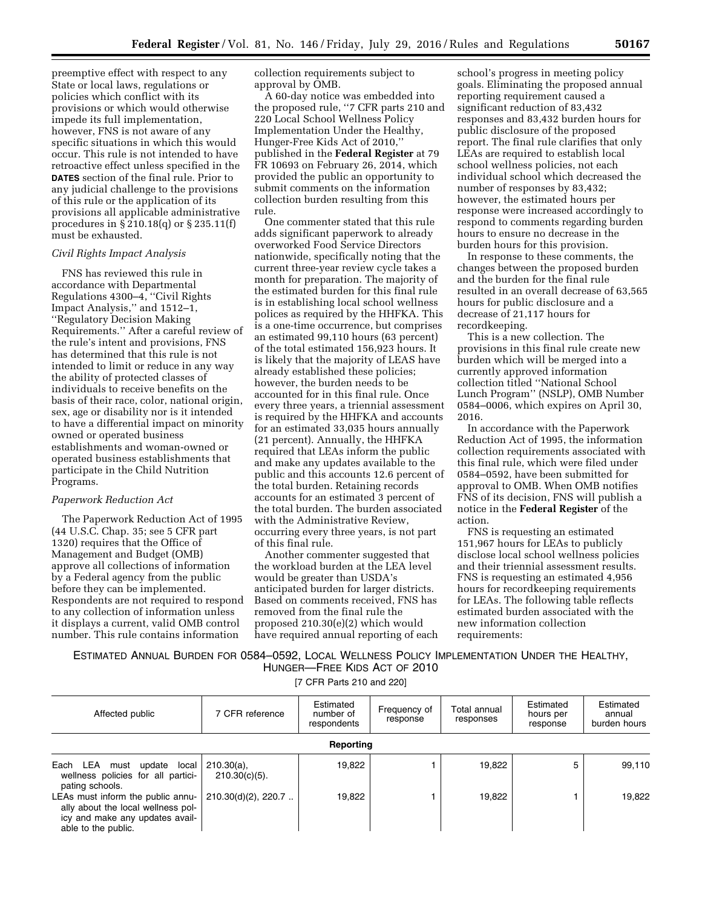preemptive effect with respect to any State or local laws, regulations or policies which conflict with its provisions or which would otherwise impede its full implementation, however, FNS is not aware of any specific situations in which this would occur. This rule is not intended to have retroactive effect unless specified in the **DATES** section of the final rule. Prior to any judicial challenge to the provisions of this rule or the application of its provisions all applicable administrative procedures in § 210.18(q) or § 235.11(f) must be exhausted.

*Civil Rights Impact Analysis*

FNS has reviewed this rule in accordance with Departmental Regulations 4300–4, ''Civil Rights Impact Analysis,'' and 1512–1, ''Regulatory Decision Making Requirements.'' After a careful review of the rule's intent and provisions, FNS has determined that this rule is not intended to limit or reduce in any way the ability of protected classes of individuals to receive benefits on the basis of their race, color, national origin, sex, age or disability nor is it intended to have a differential impact on minority owned or operated business establishments and woman-owned or operated business establishments that participate in the Child Nutrition Programs.

*Paperwork Reduction Act*

The Paperwork Reduction Act of 1995 (44 U.S.C. Chap. 35; see 5 CFR part 1320) requires that the Office of Management and Budget (OMB) approve all collections of information by a Federal agency from the public before they can be implemented. Respondents are not required to respond to any collection of information unless it displays a current, valid OMB control number. This rule contains information collection requirements subject to approval by OMB.

A 60-day notice was embedded into the proposed rule, ''7 CFR parts 210 and 220 Local School Wellness Policy Implementation Under the Healthy, Hunger-Free Kids Act of 2010,'' published in the **Federal Register** at 79 FR 10693 on February 26, 2014, which provided the public an opportunity to submit comments on the information collection burden resulting from this rule.

One commenter stated that this rule adds significant paperwork to already overworked Food Service Directors nationwide, specifically noting that the current three-year review cycle takes a month for preparation. The majority of the estimated burden for this final rule is in establishing local school wellness polices as required by the HHFKA. This is a one-time occurrence, but comprises an estimated 99,110 hours (63 percent) of the total estimated 156,923 hours. It is likely that the majority of LEAS have already established these policies; however, the burden needs to be accounted for in this final rule. Once every three years, a triennial assessment is required by the HHFKA and accounts for an estimated 33,035 hours annually (21 percent). Annually, the HHFKA required that LEAs inform the public and make any updates available to the public and this accounts 12.6 percent of the total burden. Retaining records accounts for an estimated 3 percent of the total burden. The burden associated with the Administrative Review, occurring every three years, is not part of this final rule.

Another commenter suggested that the workload burden at the LEA level would be greater than USDA's anticipated burden for larger districts. Based on comments received, FNS has removed from the final rule the proposed 210.30(e)(2) which would have required annual reporting of each school's progress in meeting policy goals. Eliminating the proposed annual reporting requirement caused a significant reduction of 83,432 responses and 83,432 burden hours for public disclosure of the proposed report. The final rule clarifies that only LEAs are required to establish local school wellness policies, not each individual school which decreased the number of responses by 83,432; however, the estimated hours per response were increased accordingly to respond to comments regarding burden hours to ensure no decrease in the burden hours for this provision.

In response to these comments, the changes between the proposed burden and the burden for the final rule resulted in an overall decrease of 63,565 hours for public disclosure and a decrease of 21,117 hours for recordkeeping.

This is a new collection. The provisions in this final rule create new burden which will be merged into a currently approved information collection titled ''National School Lunch Program'' (NSLP), OMB Number 0584–0006, which expires on April 30, 2016.

In accordance with the Paperwork Reduction Act of 1995, the information collection requirements associated with this final rule, which were filed under 0584–0592, have been submitted for approval to OMB. When OMB notifies FNS of its decision, FNS will publish a notice in the **Federal Register** of the action.

FNS is requesting an estimated 151,967 hours for LEAs to publicly disclose local school wellness policies and their triennial assessment results. FNS is requesting an estimated 4,956 hours for recordkeeping requirements for LEAs. The following table reflects estimated burden associated with the new information collection requirements:

ESTIMATED ANNUAL BURDEN FOR 0584–0592, LOCAL WELLNESS POLICY IMPLEMENTATION UNDER THE HEALTHY, HUNGER—FREE KIDS ACT OF 2010

[7 CFR Parts 210 and 220]

| Affected public | 7 CFR reference | Estimated number of respondents | Frequency of response | Total annual responses | Estimated hours per response | Estimated annual burden hours |
|---|---|---|---|---|---|---|
| **Reporting** | | | | | | |
| Each LEA must update local wellness policies for all participating schools. | 210.30(a), 210.30(c)(5). | 19,822 | 1 | 19,822 | 5 | 99,110 |
| LEAs must inform the public annually about the local wellness policy and make any updates available to the public. | 210.30(d)(2), 220.7 .. | 19,822 | 1 | 19,822 | 1 | 19,822 |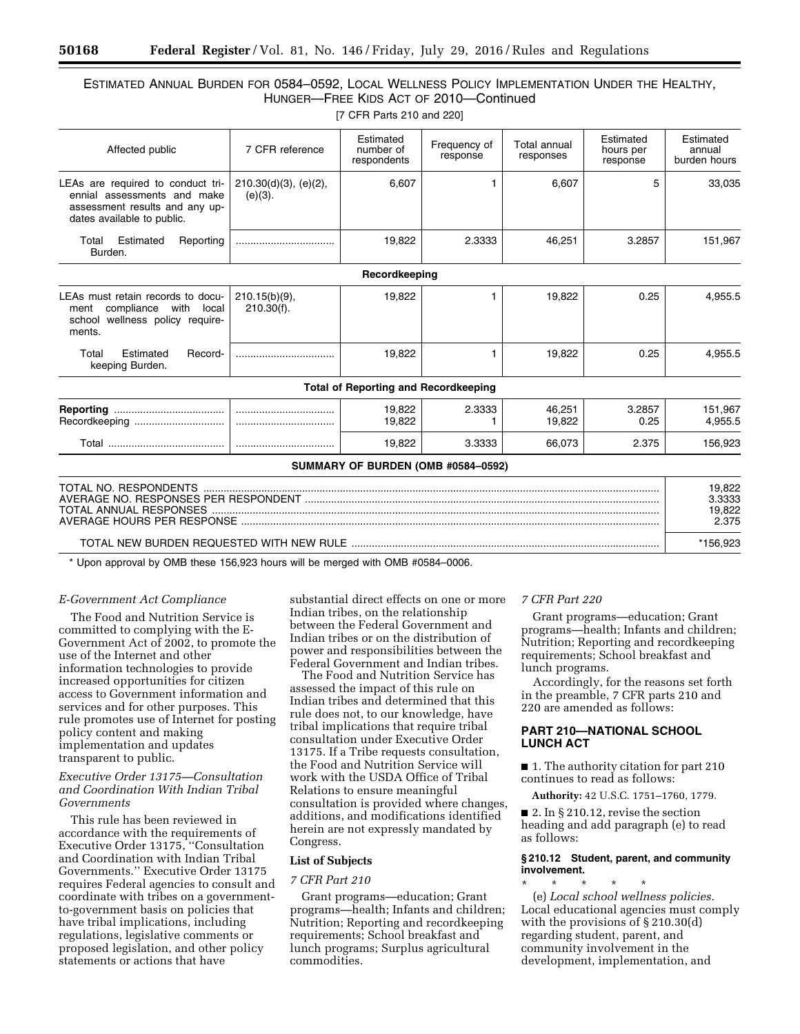ESTIMATED ANNUAL BURDEN FOR 0584–0592, LOCAL WELLNESS POLICY IMPLEMENTATION UNDER THE HEALTHY, HUNGER—FREE KIDS ACT OF 2010—Continued

[7 CFR Parts 210 and 220]

| Affected public | 7 CFR reference | Estimated number of respondents | Frequency of response | Total annual responses | Estimated hours per response | Estimated annual burden hours |
|---|---|---|---|---|---|---|
| LEAs are required to conduct triennial assessments and make assessment results and any updates available to public. | 210.30(d)(3), (e)(2), (e)(3). | 6,607 | 1 | 6,607 | 5 | 33,035 |
| Total Estimated Reporting Burden. | .................................. | 19,822 | 2.3333 | 46,251 | 3.2857 | 151,967 |
| | | **Recordkeeping** | | | | |
| LEAs must retain records to document compliance with local school wellness policy requirements. | 210.15(b)(9), 210.30(f). | 19,822 | 1 | 19,822 | 0.25 | 4,955.5 |
| Total Estimated Recordkeeping Burden. | .................................. | 19,822 | 1 | 19,822 | 0.25 | 4,955.5 |
| | | **Total of Reporting and Recordkeeping** | | | | |
| **Reporting** ...................................... | .................................. | 19,822 | 2.3333 | 46,251 | 3.2857 | 151,967 |
| Recordkeeping ............................... | .................................. | 19,822 | 1 | 19,822 | 0.25 | 4,955.5 |
| Total ........................................ | .................................. | 19,822 | 3.3333 | 66,073 | 2.375 | 156,923 |

**SUMMARY OF BURDEN (OMB #0584–0592)**

| | |
|---|---|
| TOTAL NO. RESPONDENTS | 19,822 |
| AVERAGE NO. RESPONSES PER RESPONDENT | 3.3333 |
| TOTAL ANNUAL RESPONSES | 19,822 |
| AVERAGE HOURS PER RESPONSE | 2.375 |
| TOTAL NEW BURDEN REQUESTED WITH NEW RULE | *156,923 |

\* Upon approval by OMB these 156,923 hours will be merged with OMB #0584–0006.

*E-Government Act Compliance*

The Food and Nutrition Service is committed to complying with the E-Government Act of 2002, to promote the use of the Internet and other information technologies to provide increased opportunities for citizen access to Government information and services and for other purposes. This rule promotes use of Internet for posting policy content and making implementation and updates transparent to public.

*Executive Order 13175—Consultation and Coordination With Indian Tribal Governments*

This rule has been reviewed in accordance with the requirements of Executive Order 13175, "Consultation and Coordination with Indian Tribal Governments." Executive Order 13175 requires Federal agencies to consult and coordinate with tribes on a government-to-government basis on policies that have tribal implications, including regulations, legislative comments or proposed legislation, and other policy statements or actions that have substantial direct effects on one or more Indian tribes, on the relationship between the Federal Government and Indian tribes or on the distribution of power and responsibilities between the Federal Government and Indian tribes.

The Food and Nutrition Service has assessed the impact of this rule on Indian tribes and determined that this rule does not, to our knowledge, have tribal implications that require tribal consultation under Executive Order 13175. If a Tribe requests consultation, the Food and Nutrition Service will work with the USDA Office of Tribal Relations to ensure meaningful consultation is provided where changes, additions, and modifications identified herein are not expressly mandated by Congress.

**List of Subjects**

*7 CFR Part 210*

Grant programs—education; Grant programs—health; Infants and children; Nutrition; Reporting and recordkeeping requirements; School breakfast and lunch programs; Surplus agricultural commodities.

*7 CFR Part 220*

Grant programs—education; Grant programs—health; Infants and children; Nutrition; Reporting and recordkeeping requirements; School breakfast and lunch programs.

Accordingly, for the reasons set forth in the preamble, 7 CFR parts 210 and 220 are amended as follows:

## PART 210—NATIONAL SCHOOL LUNCH ACT

■ 1. The authority citation for part 210 continues to read as follows:

**Authority:** 42 U.S.C. 1751–1760, 1779.

■ 2. In § 210.12, revise the section heading and add paragraph (e) to read as follows:

**§ 210.12 Student, parent, and community involvement.**

\* \* \* \* \*

(e) *Local school wellness policies.* Local educational agencies must comply with the provisions of § 210.30(d) regarding student, parent, and community involvement in the development, implementation, and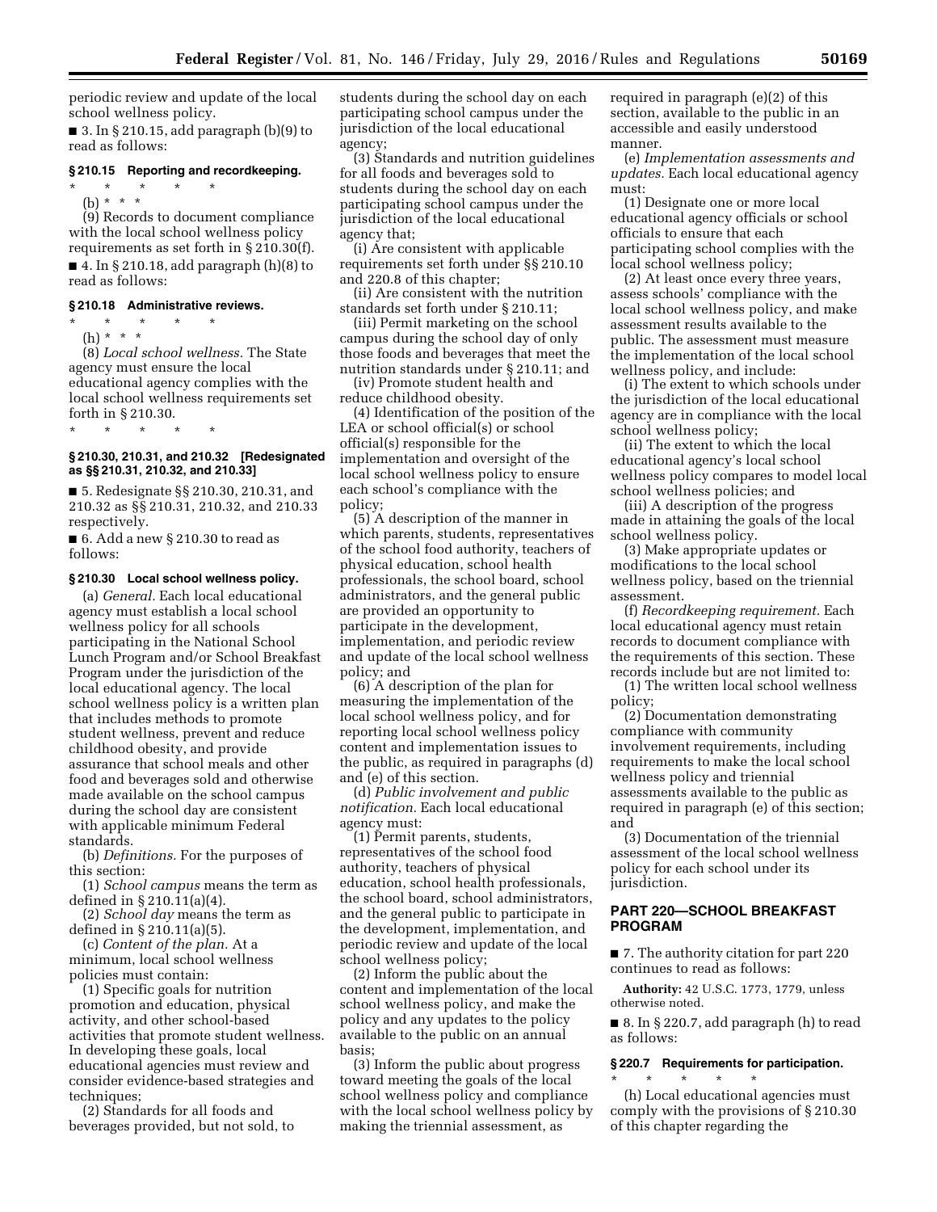periodic review and update of the local school wellness policy.

■ 3. In § 210.15, add paragraph (b)(9) to read as follows:

### § 210.15 Reporting and recordkeeping.

\* \* \* \* \*

(b) \* \* \*

(9) Records to document compliance with the local school wellness policy requirements as set forth in § 210.30(f).

■ 4. In § 210.18, add paragraph (h)(8) to read as follows:

### § 210.18 Administrative reviews.

\* \* \* \* \*

(h) \* \* \*

(8) *Local school wellness.* The State agency must ensure the local educational agency complies with the local school wellness requirements set forth in § 210.30.

\* \* \* \* \*

### § 210.30, 210.31, and 210.32 [Redesignated as §§ 210.31, 210.32, and 210.33]

■ 5. Redesignate §§ 210.30, 210.31, and 210.32 as §§ 210.31, 210.32, and 210.33 respectively.

■ 6. Add a new § 210.30 to read as follows:

### § 210.30 Local school wellness policy.

(a) *General.* Each local educational agency must establish a local school wellness policy for all schools participating in the National School Lunch Program and/or School Breakfast Program under the jurisdiction of the local educational agency. The local school wellness policy is a written plan that includes methods to promote student wellness, prevent and reduce childhood obesity, and provide assurance that school meals and other food and beverages sold and otherwise made available on the school campus during the school day are consistent with applicable minimum Federal standards.

(b) *Definitions.* For the purposes of this section:

(1) *School campus* means the term as defined in § 210.11(a)(4).

(2) *School day* means the term as defined in § 210.11(a)(5).

(c) *Content of the plan.* At a minimum, local school wellness policies must contain:

(1) Specific goals for nutrition promotion and education, physical activity, and other school-based activities that promote student wellness. In developing these goals, local educational agencies must review and consider evidence-based strategies and techniques;

(2) Standards for all foods and beverages provided, but not sold, to students during the school day on each participating school campus under the jurisdiction of the local educational agency;

(3) Standards and nutrition guidelines for all foods and beverages sold to students during the school day on each participating school campus under the jurisdiction of the local educational agency that;

(i) Are consistent with applicable requirements set forth under §§ 210.10 and 220.8 of this chapter;

(ii) Are consistent with the nutrition standards set forth under § 210.11;

(iii) Permit marketing on the school campus during the school day of only those foods and beverages that meet the nutrition standards under § 210.11; and

(iv) Promote student health and reduce childhood obesity.

(4) Identification of the position of the LEA or school official(s) or school official(s) responsible for the implementation and oversight of the local school wellness policy to ensure each school's compliance with the policy;

(5) A description of the manner in which parents, students, representatives of the school food authority, teachers of physical education, school health professionals, the school board, school administrators, and the general public are provided an opportunity to participate in the development, implementation, and periodic review and update of the local school wellness policy; and

(6) A description of the plan for measuring the implementation of the local school wellness policy, and for reporting local school wellness policy content and implementation issues to the public, as required in paragraphs (d) and (e) of this section.

(d) *Public involvement and public notification.* Each local educational agency must:

(1) Permit parents, students, representatives of the school food authority, teachers of physical education, school health professionals, the school board, school administrators, and the general public to participate in the development, implementation, and periodic review and update of the local school wellness policy;

(2) Inform the public about the content and implementation of the local school wellness policy, and make the policy and any updates to the policy available to the public on an annual basis;

(3) Inform the public about progress toward meeting the goals of the local school wellness policy and compliance with the local school wellness policy by making the triennial assessment, as required in paragraph (e)(2) of this section, available to the public in an accessible and easily understood manner.

(e) *Implementation assessments and updates.* Each local educational agency must:

(1) Designate one or more local educational agency officials or school officials to ensure that each participating school complies with the local school wellness policy;

(2) At least once every three years, assess schools' compliance with the local school wellness policy, and make assessment results available to the public. The assessment must measure the implementation of the local school wellness policy, and include:

(i) The extent to which schools under the jurisdiction of the local educational agency are in compliance with the local school wellness policy;

(ii) The extent to which the local educational agency's local school wellness policy compares to model local school wellness policies; and

(iii) A description of the progress made in attaining the goals of the local school wellness policy.

(3) Make appropriate updates or modifications to the local school wellness policy, based on the triennial assessment.

(f) *Recordkeeping requirement.* Each local educational agency must retain records to document compliance with the requirements of this section. These records include but are not limited to:

(1) The written local school wellness policy;

(2) Documentation demonstrating compliance with community involvement requirements, including requirements to make the local school wellness policy and triennial assessments available to the public as required in paragraph (e) of this section; and

(3) Documentation of the triennial assessment of the local school wellness policy for each school under its jurisdiction.

## PART 220—SCHOOL BREAKFAST PROGRAM

■ 7. The authority citation for part 220 continues to read as follows:

**Authority:** 42 U.S.C. 1773, 1779, unless otherwise noted.

■ 8. In § 220.7, add paragraph (h) to read as follows:

### § 220.7 Requirements for participation.

\* \* \* \* \*

(h) Local educational agencies must comply with the provisions of § 210.30 of this chapter regarding the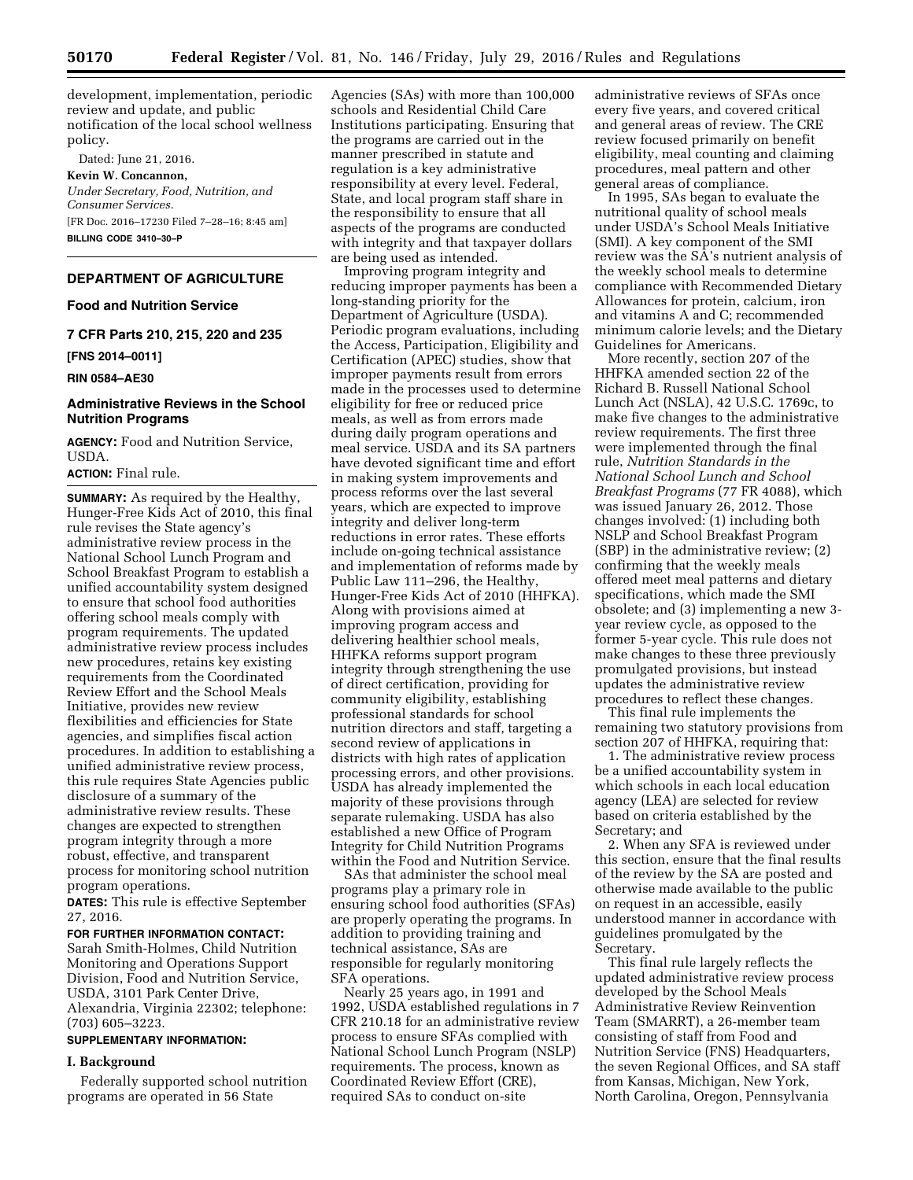development, implementation, periodic review and update, and public notification of the local school wellness policy.

Dated: June 21, 2016.

**Kevin W. Concannon,**

*Under Secretary, Food, Nutrition, and Consumer Services.*

[FR Doc. 2016–17230 Filed 7–28–16; 8:45 am]

**BILLING CODE 3410–30–P**

---

## DEPARTMENT OF AGRICULTURE

### Food and Nutrition Service

### 7 CFR Parts 210, 215, 220 and 235

**[FNS 2014–0011]**

**RIN 0584–AE30**

### Administrative Reviews in the School Nutrition Programs

**AGENCY:** Food and Nutrition Service, USDA.

**ACTION:** Final rule.

**SUMMARY:** As required by the Healthy, Hunger-Free Kids Act of 2010, this final rule revises the State agency's administrative review process in the National School Lunch Program and School Breakfast Program to establish a unified accountability system designed to ensure that school food authorities offering school meals comply with program requirements. The updated administrative review process includes new procedures, retains key existing requirements from the Coordinated Review Effort and the School Meals Initiative, provides new review flexibilities and efficiencies for State agencies, and simplifies fiscal action procedures. In addition to establishing a unified administrative review process, this rule requires State Agencies public disclosure of a summary of the administrative review results. These changes are expected to strengthen program integrity through a more robust, effective, and transparent process for monitoring school nutrition program operations.

**DATES:** This rule is effective September 27, 2016.

**FOR FURTHER INFORMATION CONTACT:** Sarah Smith-Holmes, Child Nutrition Monitoring and Operations Support Division, Food and Nutrition Service, USDA, 3101 Park Center Drive, Alexandria, Virginia 22302; telephone: (703) 605–3223.

**SUPPLEMENTARY INFORMATION:**

### I. Background

Federally supported school nutrition programs are operated in 56 State Agencies (SAs) with more than 100,000 schools and Residential Child Care Institutions participating. Ensuring that the programs are carried out in the manner prescribed in statute and regulation is a key administrative responsibility at every level. Federal, State, and local program staff share in the responsibility to ensure that all aspects of the programs are conducted with integrity and that taxpayer dollars are being used as intended.

Improving program integrity and reducing improper payments has been a long-standing priority for the Department of Agriculture (USDA). Periodic program evaluations, including the Access, Participation, Eligibility and Certification (APEC) studies, show that improper payments result from errors made in the processes used to determine eligibility for free or reduced price meals, as well as from errors made during daily program operations and meal service. USDA and its SA partners have devoted significant time and effort in making system improvements and process reforms over the last several years, which are expected to improve integrity and deliver long-term reductions in error rates. These efforts include on-going technical assistance and implementation of reforms made by Public Law 111–296, the Healthy, Hunger-Free Kids Act of 2010 (HHFKA). Along with provisions aimed at improving program access and delivering healthier school meals, HHFKA reforms support program integrity through strengthening the use of direct certification, providing for community eligibility, establishing professional standards for school nutrition directors and staff, targeting a second review of applications in districts with high rates of application processing errors, and other provisions. USDA has already implemented the majority of these provisions through separate rulemaking. USDA has also established a new Office of Program Integrity for Child Nutrition Programs within the Food and Nutrition Service.

SAs that administer the school meal programs play a primary role in ensuring school food authorities (SFAs) are properly operating the programs. In addition to providing training and technical assistance, SAs are responsible for regularly monitoring SFA operations.

Nearly 25 years ago, in 1991 and 1992, USDA established regulations in 7 CFR 210.18 for an administrative review process to ensure SFAs complied with National School Lunch Program (NSLP) requirements. The process, known as Coordinated Review Effort (CRE), required SAs to conduct on-site administrative reviews of SFAs once every five years, and covered critical and general areas of review. The CRE review focused primarily on benefit eligibility, meal counting and claiming procedures, meal pattern and other general areas of compliance.

In 1995, SAs began to evaluate the nutritional quality of school meals under USDA's School Meals Initiative (SMI). A key component of the SMI review was the SA's nutrient analysis of the weekly school meals to determine compliance with Recommended Dietary Allowances for protein, calcium, iron and vitamins A and C; recommended minimum calorie levels; and the Dietary Guidelines for Americans.

More recently, section 207 of the HHFKA amended section 22 of the Richard B. Russell National School Lunch Act (NSLA), 42 U.S.C. 1769c, to make five changes to the administrative review requirements. The first three were implemented through the final rule, *Nutrition Standards in the National School Lunch and School Breakfast Programs* (77 FR 4088), which was issued January 26, 2012. Those changes involved: (1) including both NSLP and School Breakfast Program (SBP) in the administrative review; (2) confirming that the weekly meals offered meet meal patterns and dietary specifications, which made the SMI obsolete; and (3) implementing a new 3-year review cycle, as opposed to the former 5-year cycle. This rule does not make changes to these three previously promulgated provisions, but instead updates the administrative review procedures to reflect these changes.

This final rule implements the remaining two statutory provisions from section 207 of HHFKA, requiring that:

1. The administrative review process be a unified accountability system in which schools in each local education agency (LEA) are selected for review based on criteria established by the Secretary; and

2. When any SFA is reviewed under this section, ensure that the final results of the review by the SA are posted and otherwise made available to the public on request in an accessible, easily understood manner in accordance with guidelines promulgated by the Secretary.

This final rule largely reflects the updated administrative review process developed by the School Meals Administrative Review Reinvention Team (SMARRT), a 26-member team consisting of staff from Food and Nutrition Service (FNS) Headquarters, the seven Regional Offices, and SA staff from Kansas, Michigan, New York, North Carolina, Oregon, Pennsylvania